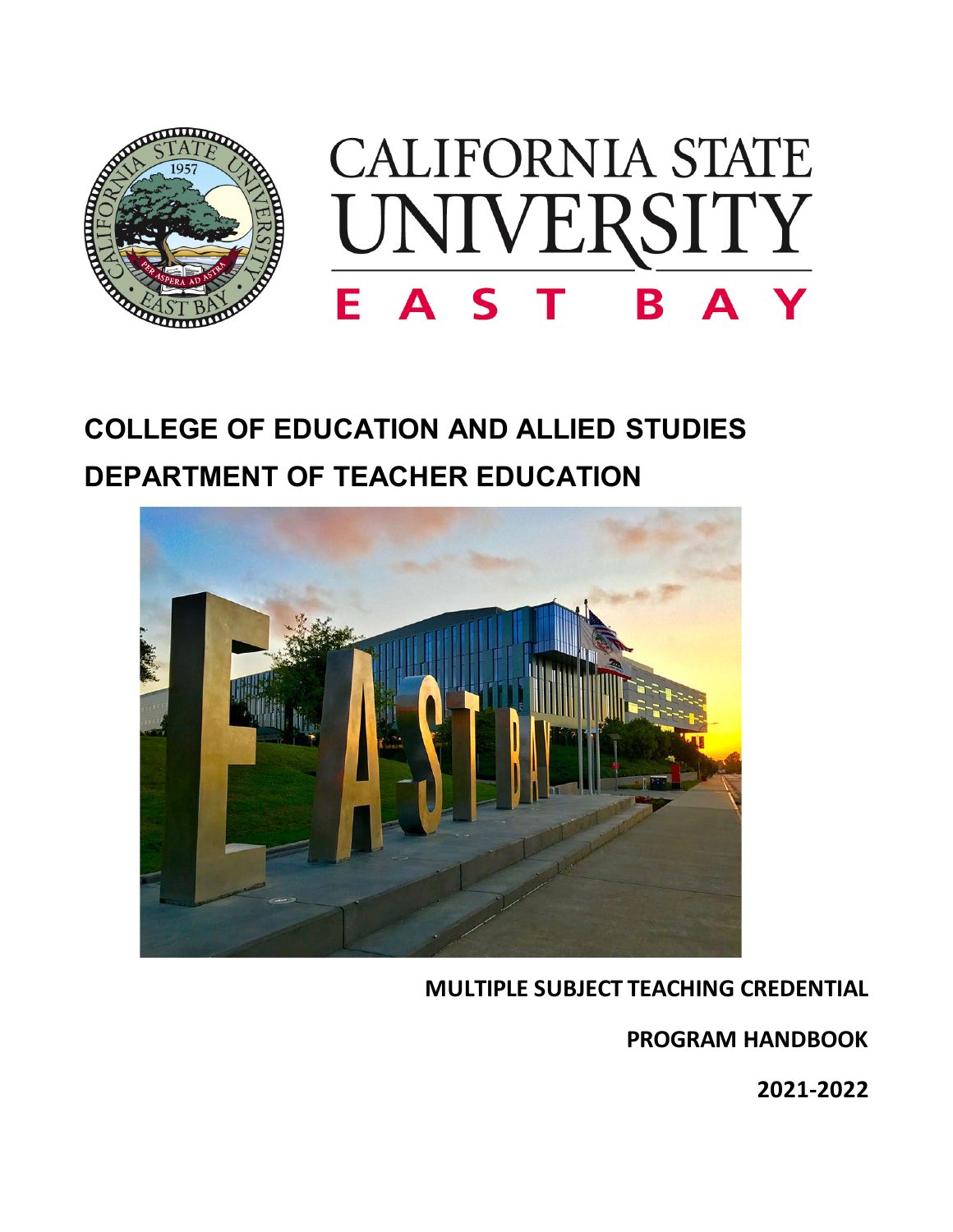CALIFORNIA STATE UNIVERSITY EAST BAY

# COLLEGE OF EDUCATION AND ALLIED STUDIES

# DEPARTMENT OF TEACHER EDUCATION

**MULTIPLE SUBJECT TEACHING CREDENTIAL**

**PROGRAM HANDBOOK**

**2021-2022**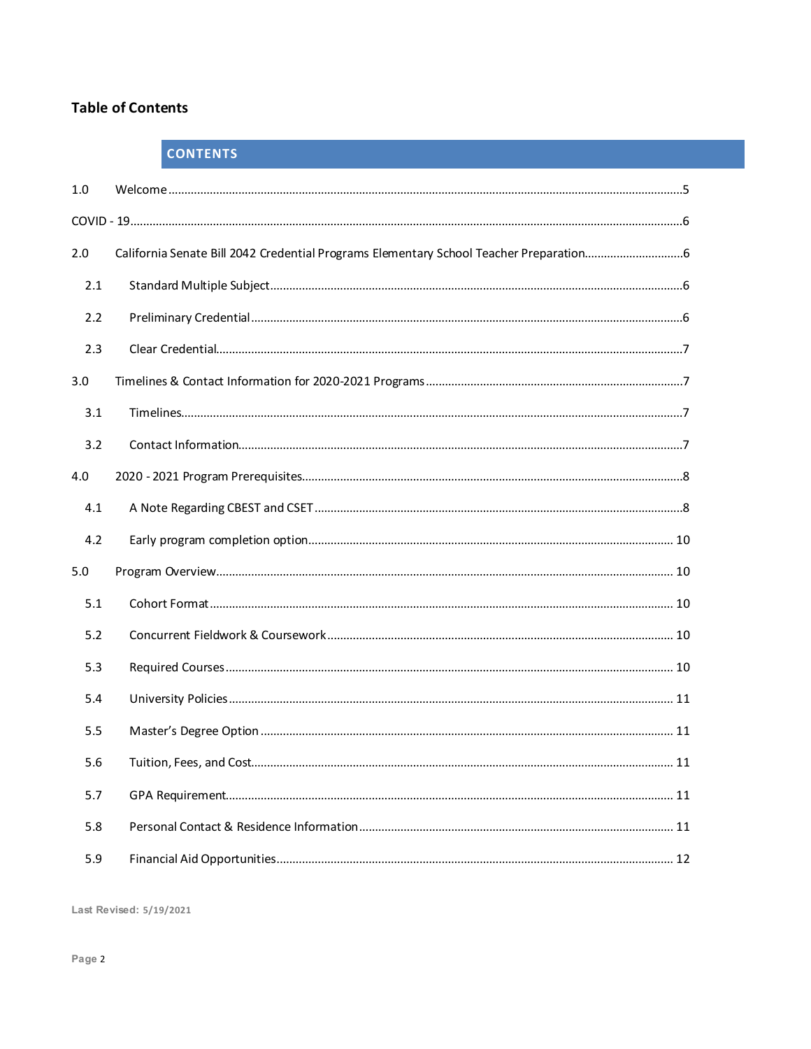## Table of Contents

**CONTENTS**

1.0 Welcome ..... 5

COVID - 19 ..... 6

2.0 California Senate Bill 2042 Credential Programs Elementary School Teacher Preparation ..... 6

- 2.1 Standard Multiple Subject ..... 6
- 2.2 Preliminary Credential ..... 6
- 2.3 Clear Credential ..... 7

3.0 Timelines & Contact Information for 2020-2021 Programs ..... 7

- 3.1 Timelines ..... 7
- 3.2 Contact Information ..... 7

4.0 2020 - 2021 Program Prerequisites ..... 8

- 4.1 A Note Regarding CBEST and CSET ..... 8
- 4.2 Early program completion option ..... 10

5.0 Program Overview ..... 10

- 5.1 Cohort Format ..... 10
- 5.2 Concurrent Fieldwork & Coursework ..... 10
- 5.3 Required Courses ..... 10
- 5.4 University Policies ..... 11
- 5.5 Master's Degree Option ..... 11
- 5.6 Tuition, Fees, and Cost ..... 11
- 5.7 GPA Requirement ..... 11
- 5.8 Personal Contact & Residence Information ..... 11
- 5.9 Financial Aid Opportunities ..... 12

Last Revised: 5/19/2021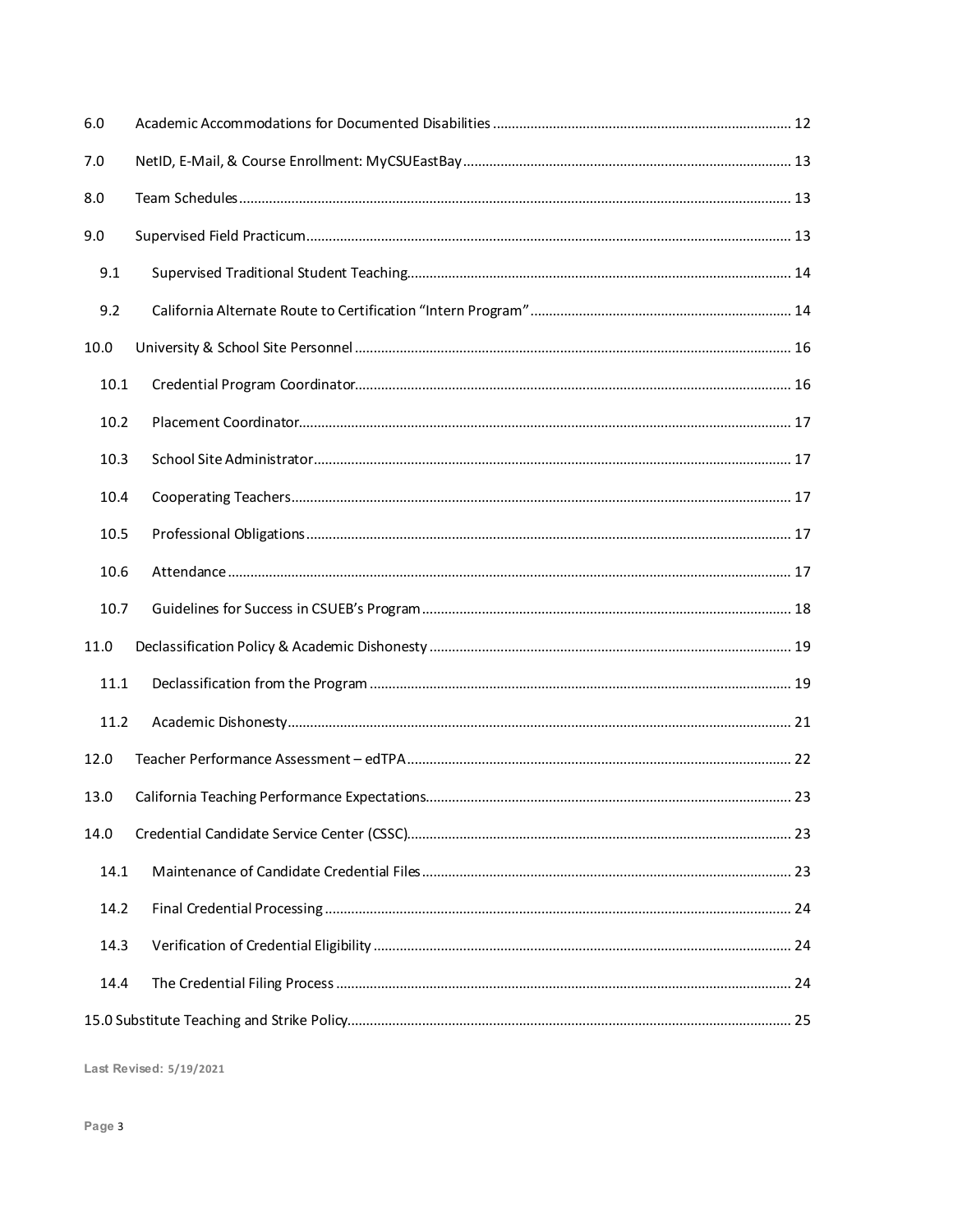| | | |
|---|---|---|
| 6.0 | Academic Accommodations for Documented Disabilities | 12 |
| 7.0 | NetID, E-Mail, & Course Enrollment: MyCSUEastBay | 13 |
| 8.0 | Team Schedules | 13 |
| 9.0 | Supervised Field Practicum | 13 |
| 9.1 | Supervised Traditional Student Teaching | 14 |
| 9.2 | California Alternate Route to Certification "Intern Program" | 14 |
| 10.0 | University & School Site Personnel | 16 |
| 10.1 | Credential Program Coordinator | 16 |
| 10.2 | Placement Coordinator | 17 |
| 10.3 | School Site Administrator | 17 |
| 10.4 | Cooperating Teachers | 17 |
| 10.5 | Professional Obligations | 17 |
| 10.6 | Attendance | 17 |
| 10.7 | Guidelines for Success in CSUEB's Program | 18 |
| 11.0 | Declassification Policy & Academic Dishonesty | 19 |
| 11.1 | Declassification from the Program | 19 |
| 11.2 | Academic Dishonesty | 21 |
| 12.0 | Teacher Performance Assessment – edTPA | 22 |
| 13.0 | California Teaching Performance Expectations | 23 |
| 14.0 | Credential Candidate Service Center (CSSC) | 23 |
| 14.1 | Maintenance of Candidate Credential Files | 23 |
| 14.2 | Final Credential Processing | 24 |
| 14.3 | Verification of Credential Eligibility | 24 |
| 14.4 | The Credential Filing Process | 24 |
| 15.0 | Substitute Teaching and Strike Policy | 25 |

Last Revised: 5/19/2021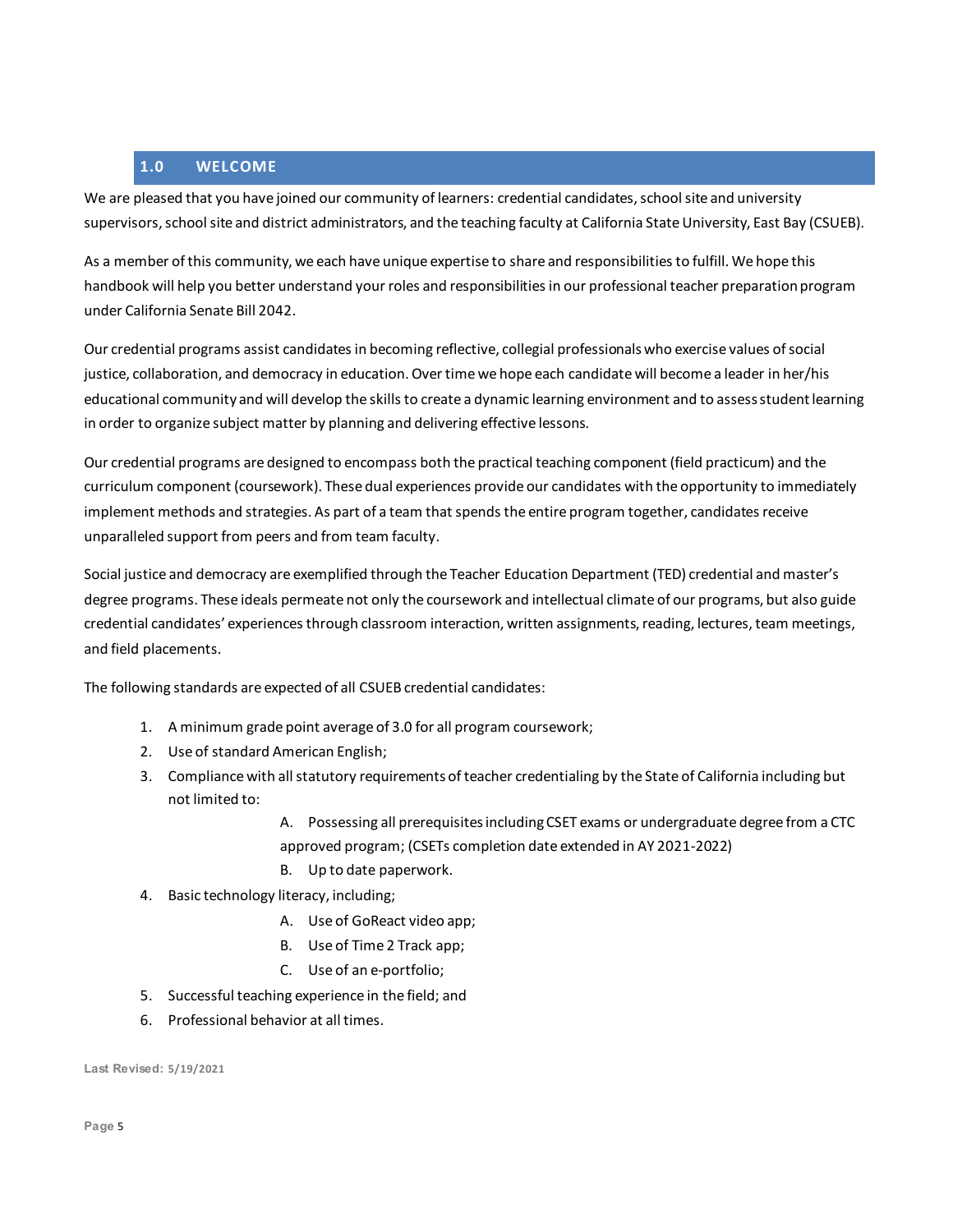## 1.0 WELCOME

We are pleased that you have joined our community of learners: credential candidates, school site and university supervisors, school site and district administrators, and the teaching faculty at California State University, East Bay (CSUEB).

As a member of this community, we each have unique expertise to share and responsibilities to fulfill. We hope this handbook will help you better understand your roles and responsibilities in our professional teacher preparation program under California Senate Bill 2042.

Our credential programs assist candidates in becoming reflective, collegial professionals who exercise values of social justice, collaboration, and democracy in education. Over time we hope each candidate will become a leader in her/his educational community and will develop the skills to create a dynamic learning environment and to assess student learning in order to organize subject matter by planning and delivering effective lessons.

Our credential programs are designed to encompass both the practical teaching component (field practicum) and the curriculum component (coursework). These dual experiences provide our candidates with the opportunity to immediately implement methods and strategies. As part of a team that spends the entire program together, candidates receive unparalleled support from peers and from team faculty.

Social justice and democracy are exemplified through the Teacher Education Department (TED) credential and master's degree programs. These ideals permeate not only the coursework and intellectual climate of our programs, but also guide credential candidates' experiences through classroom interaction, written assignments, reading, lectures, team meetings, and field placements.

The following standards are expected of all CSUEB credential candidates:

1. A minimum grade point average of 3.0 for all program coursework;
2. Use of standard American English;
3. Compliance with all statutory requirements of teacher credentialing by the State of California including but not limited to:
   - A. Possessing all prerequisites including CSET exams or undergraduate degree from a CTC approved program; (CSETs completion date extended in AY 2021-2022)
   - B. Up to date paperwork.
4. Basic technology literacy, including;
   - A. Use of GoReact video app;
   - B. Use of Time 2 Track app;
   - C. Use of an e-portfolio;
5. Successful teaching experience in the field; and
6. Professional behavior at all times.

Last Revised: 5/19/2021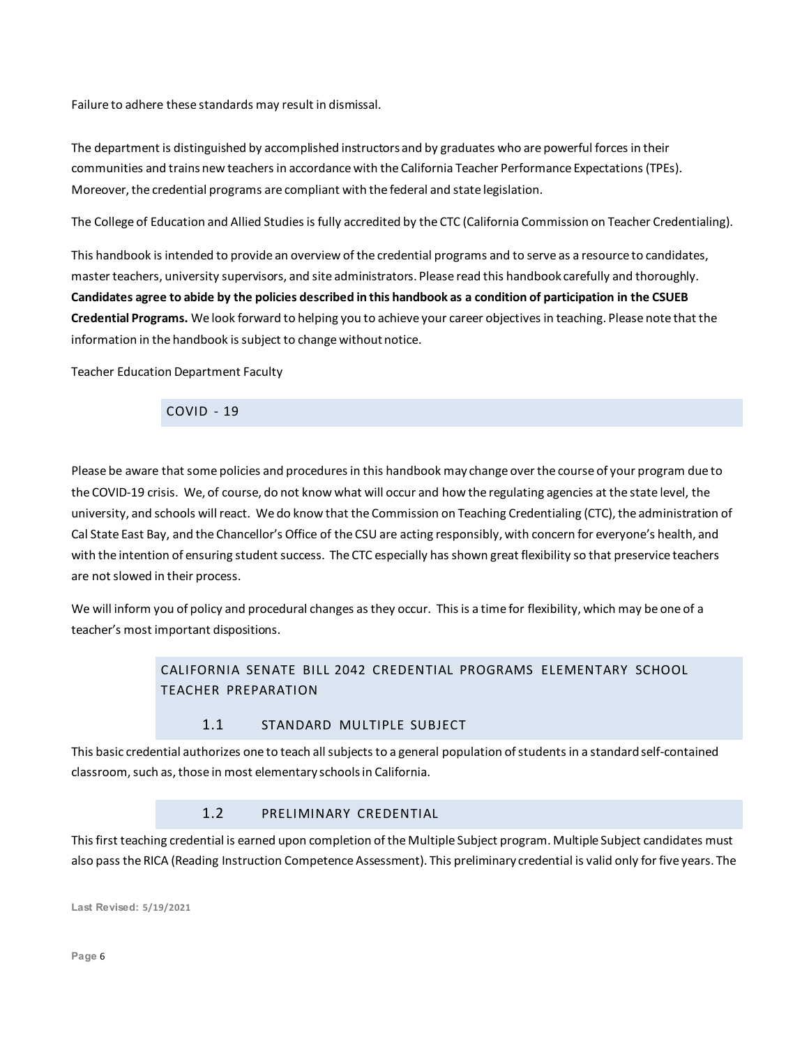Failure to adhere these standards may result in dismissal.

The department is distinguished by accomplished instructors and by graduates who are powerful forces in their communities and trains new teachers in accordance with the California Teacher Performance Expectations (TPEs). Moreover, the credential programs are compliant with the federal and state legislation.

The College of Education and Allied Studies is fully accredited by the CTC (California Commission on Teacher Credentialing).

This handbook is intended to provide an overview of the credential programs and to serve as a resource to candidates, master teachers, university supervisors, and site administrators. Please read this handbook carefully and thoroughly. **Candidates agree to abide by the policies described in this handbook as a condition of participation in the CSUEB Credential Programs.** We look forward to helping you to achieve your career objectives in teaching. Please note that the information in the handbook is subject to change without notice.

Teacher Education Department Faculty

## COVID - 19

Please be aware that some policies and procedures in this handbook may change over the course of your program due to the COVID-19 crisis. We, of course, do not know what will occur and how the regulating agencies at the state level, the university, and schools will react. We do know that the Commission on Teaching Credentialing (CTC), the administration of Cal State East Bay, and the Chancellor's Office of the CSU are acting responsibly, with concern for everyone's health, and with the intention of ensuring student success. The CTC especially has shown great flexibility so that preservice teachers are not slowed in their process.

We will inform you of policy and procedural changes as they occur. This is a time for flexibility, which may be one of a teacher's most important dispositions.

## CALIFORNIA SENATE BILL 2042 CREDENTIAL PROGRAMS ELEMENTARY SCHOOL TEACHER PREPARATION

### 1.1 STANDARD MULTIPLE SUBJECT

This basic credential authorizes one to teach all subjects to a general population of students in a standard self-contained classroom, such as, those in most elementary schools in California.

### 1.2 PRELIMINARY CREDENTIAL

This first teaching credential is earned upon completion of the Multiple Subject program. Multiple Subject candidates must also pass the RICA (Reading Instruction Competence Assessment). This preliminary credential is valid only for five years. The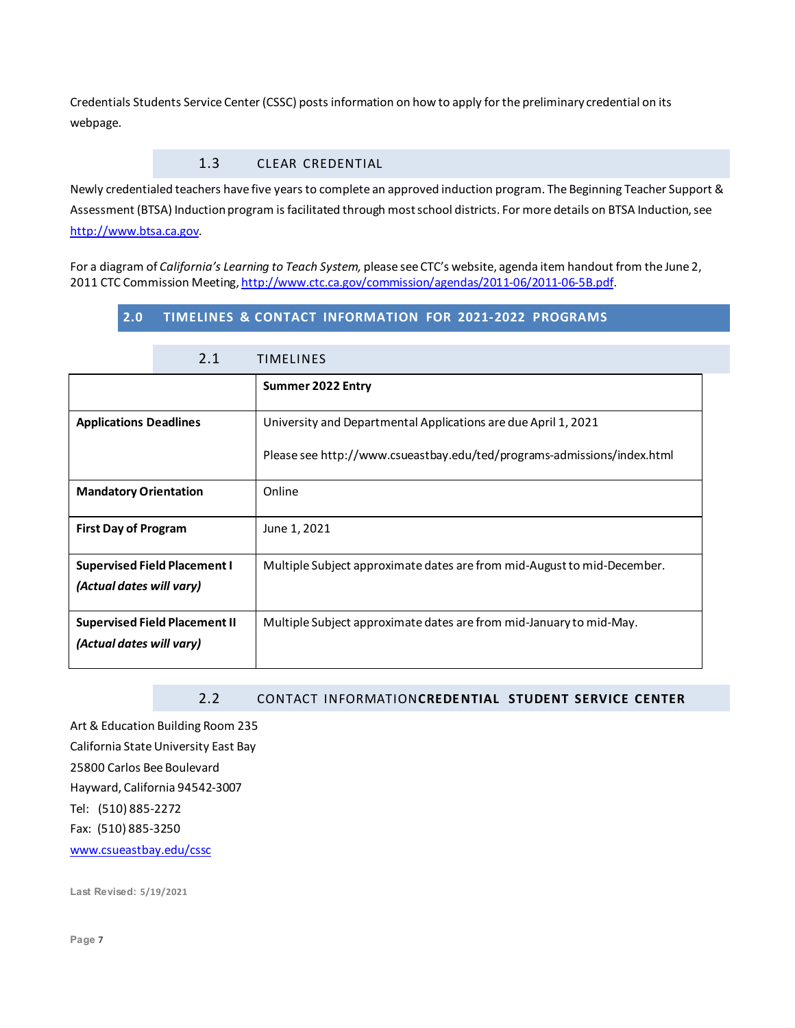Credentials Students Service Center (CSSC) posts information on how to apply for the preliminary credential on its webpage.

### 1.3 CLEAR CREDENTIAL

Newly credentialed teachers have five years to complete an approved induction program. The Beginning Teacher Support & Assessment (BTSA) Induction program is facilitated through most school districts. For more details on BTSA Induction, see [http://www.btsa.ca.gov](http://www.btsa.ca.gov).

For a diagram of *California's Learning to Teach System,* please see CTC's website, agenda item handout from the June 2, 2011 CTC Commission Meeting, [http://www.ctc.ca.gov/commission/agendas/2011-06/2011-06-5B.pdf](http://www.ctc.ca.gov/commission/agendas/2011-06/2011-06-5B.pdf).

## 2.0 TIMELINES & CONTACT INFORMATION FOR 2021-2022 PROGRAMS

### 2.1 TIMELINES

| | **Summer 2022 Entry** |
|---|---|
| **Applications Deadlines** | University and Departmental Applications are due April 1, 2021<br><br>Please see http://www.csueastbay.edu/ted/programs-admissions/index.html |
| **Mandatory Orientation** | Online |
| **First Day of Program** | June 1, 2021 |
| **Supervised Field Placement I** *(Actual dates will vary)* | Multiple Subject approximate dates are from mid-August to mid-December. |
| **Supervised Field Placement II** *(Actual dates will vary)* | Multiple Subject approximate dates are from mid-January to mid-May. |

### 2.2 CONTACT INFORMATION**CREDENTIAL STUDENT SERVICE CENTER**

Art & Education Building Room 235  
California State University East Bay  
25800 Carlos Bee Boulevard  
Hayward, California 94542-3007  
Tel: (510) 885-2272  
Fax: (510) 885-3250  
[www.csueastbay.edu/cssc](http://www.csueastbay.edu/cssc)

Last Revised: 5/19/2021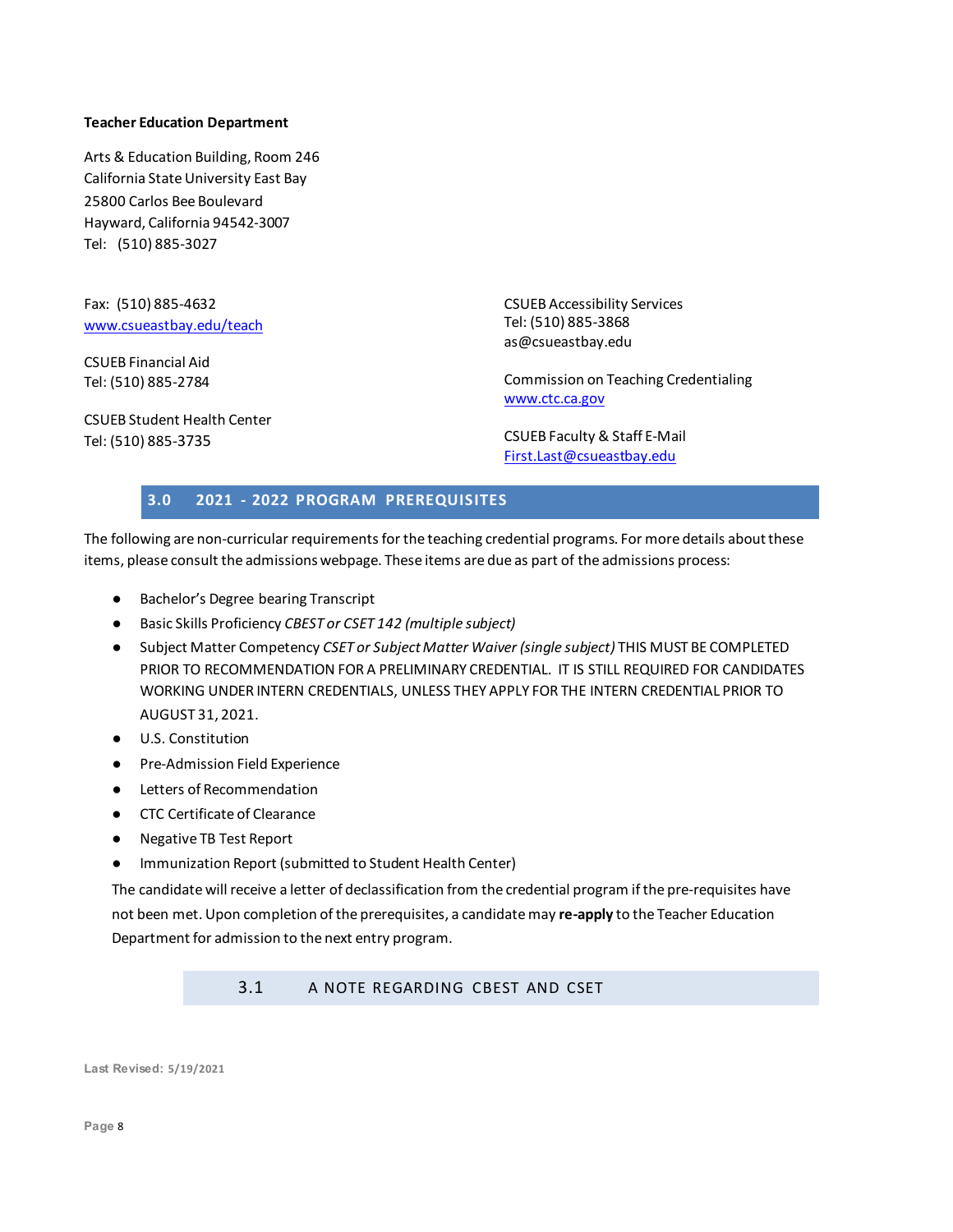**Teacher Education Department**

Arts & Education Building, Room 246
California State University East Bay
25800 Carlos Bee Boulevard
Hayward, California 94542-3007
Tel: (510) 885-3027

Fax: (510) 885-4632
[www.csueastbay.edu/teach](http://www.csueastbay.edu/teach)

CSUEB Financial Aid
Tel: (510) 885-2784

CSUEB Student Health Center
Tel: (510) 885-3735

CSUEB Accessibility Services
Tel: (510) 885-3868
as@csueastbay.edu

Commission on Teaching Credentialing
[www.ctc.ca.gov](http://www.ctc.ca.gov)

CSUEB Faculty & Staff E-Mail
First.Last@csueastbay.edu

## 3.0 2021 - 2022 PROGRAM PREREQUISITES

The following are non-curricular requirements for the teaching credential programs. For more details about these items, please consult the admissions webpage. These items are due as part of the admissions process:

- Bachelor's Degree bearing Transcript
- Basic Skills Proficiency *CBEST or CSET 142 (multiple subject)*
- Subject Matter Competency *CSET or Subject Matter Waiver (single subject)* THIS MUST BE COMPLETED PRIOR TO RECOMMENDATION FOR A PRELIMINARY CREDENTIAL. IT IS STILL REQUIRED FOR CANDIDATES WORKING UNDER INTERN CREDENTIALS, UNLESS THEY APPLY FOR THE INTERN CREDENTIAL PRIOR TO AUGUST 31, 2021.
- U.S. Constitution
- Pre-Admission Field Experience
- Letters of Recommendation
- CTC Certificate of Clearance
- Negative TB Test Report
- Immunization Report (submitted to Student Health Center)

The candidate will receive a letter of declassification from the credential program if the pre-requisites have not been met. Upon completion of the prerequisites, a candidate may **re-apply** to the Teacher Education Department for admission to the next entry program.

### 3.1 A NOTE REGARDING CBEST AND CSET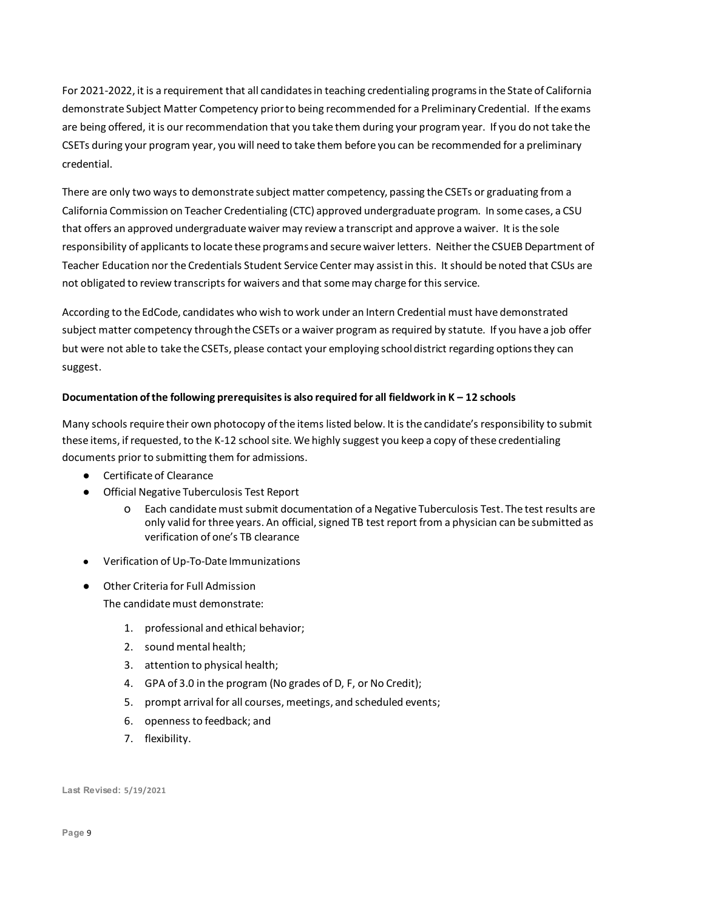For 2021-2022, it is a requirement that all candidates in teaching credentialing programs in the State of California demonstrate Subject Matter Competency prior to being recommended for a Preliminary Credential. If the exams are being offered, it is our recommendation that you take them during your program year. If you do not take the CSETs during your program year, you will need to take them before you can be recommended for a preliminary credential.

There are only two ways to demonstrate subject matter competency, passing the CSETs or graduating from a California Commission on Teacher Credentialing (CTC) approved undergraduate program. In some cases, a CSU that offers an approved undergraduate waiver may review a transcript and approve a waiver. It is the sole responsibility of applicants to locate these programs and secure waiver letters. Neither the CSUEB Department of Teacher Education nor the Credentials Student Service Center may assist in this. It should be noted that CSUs are not obligated to review transcripts for waivers and that some may charge for this service.

According to the EdCode, candidates who wish to work under an Intern Credential must have demonstrated subject matter competency through the CSETs or a waiver program as required by statute. If you have a job offer but were not able to take the CSETs, please contact your employing school district regarding options they can suggest.

**Documentation of the following prerequisites is also required for all fieldwork in K – 12 schools**

Many schools require their own photocopy of the items listed below. It is the candidate's responsibility to submit these items, if requested, to the K-12 school site. We highly suggest you keep a copy of these credentialing documents prior to submitting them for admissions.

- Certificate of Clearance
- Official Negative Tuberculosis Test Report
    - Each candidate must submit documentation of a Negative Tuberculosis Test. The test results are only valid for three years. An official, signed TB test report from a physician can be submitted as verification of one's TB clearance
- Verification of Up-To-Date Immunizations
- Other Criteria for Full Admission
  
  The candidate must demonstrate:

    1. professional and ethical behavior;
    2. sound mental health;
    3. attention to physical health;
    4. GPA of 3.0 in the program (No grades of D, F, or No Credit);
    5. prompt arrival for all courses, meetings, and scheduled events;
    6. openness to feedback; and
    7. flexibility.

Last Revised: 5/19/2021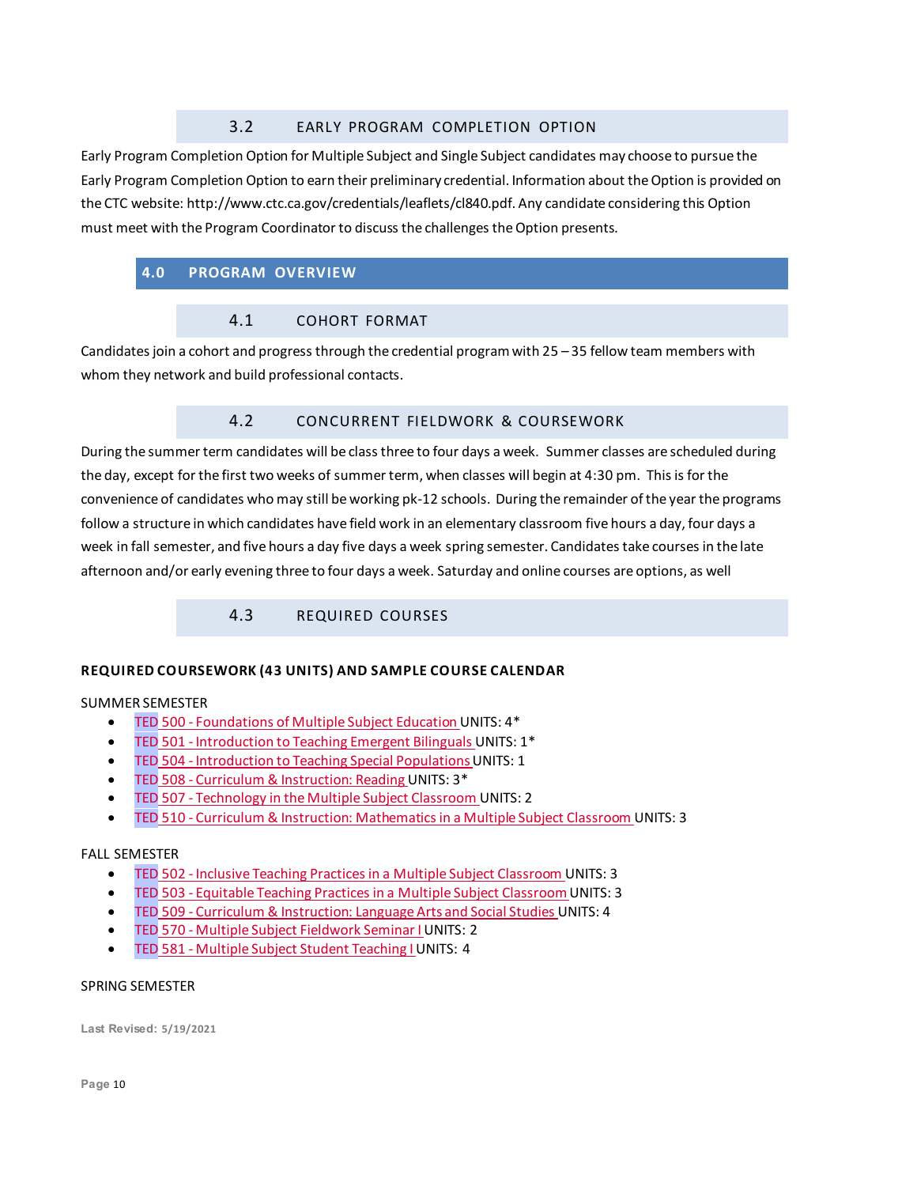### 3.2 EARLY PROGRAM COMPLETION OPTION

Early Program Completion Option for Multiple Subject and Single Subject candidates may choose to pursue the Early Program Completion Option to earn their preliminary credential. Information about the Option is provided on the CTC website: http://www.ctc.ca.gov/credentials/leaflets/cl840.pdf. Any candidate considering this Option must meet with the Program Coordinator to discuss the challenges the Option presents.

## 4.0 PROGRAM OVERVIEW

### 4.1 COHORT FORMAT

Candidates join a cohort and progress through the credential program with 25 – 35 fellow team members with whom they network and build professional contacts.

### 4.2 CONCURRENT FIELDWORK & COURSEWORK

During the summer term candidates will be class three to four days a week. Summer classes are scheduled during the day, except for the first two weeks of summer term, when classes will begin at 4:30 pm. This is for the convenience of candidates who may still be working pk-12 schools. During the remainder of the year the programs follow a structure in which candidates have field work in an elementary classroom five hours a day, four days a week in fall semester, and five hours a day five days a week spring semester. Candidates take courses in the late afternoon and/or early evening three to four days a week. Saturday and online courses are options, as well

### 4.3 REQUIRED COURSES

**REQUIRED COURSEWORK (43 UNITS) AND SAMPLE COURSE CALENDAR**

SUMMER SEMESTER

- TED 500 - Foundations of Multiple Subject Education UNITS: 4*
- TED 501 - Introduction to Teaching Emergent Bilinguals UNITS: 1*
- TED 504 - Introduction to Teaching Special Populations UNITS: 1
- TED 508 - Curriculum & Instruction: Reading UNITS: 3*
- TED 507 - Technology in the Multiple Subject Classroom UNITS: 2
- TED 510 - Curriculum & Instruction: Mathematics in a Multiple Subject Classroom UNITS: 3

FALL SEMESTER

- TED 502 - Inclusive Teaching Practices in a Multiple Subject Classroom UNITS: 3
- TED 503 - Equitable Teaching Practices in a Multiple Subject Classroom UNITS: 3
- TED 509 - Curriculum & Instruction: Language Arts and Social Studies UNITS: 4
- TED 570 - Multiple Subject Fieldwork Seminar I UNITS: 2
- TED 581 - Multiple Subject Student Teaching I UNITS: 4

SPRING SEMESTER

Last Revised: 5/19/2021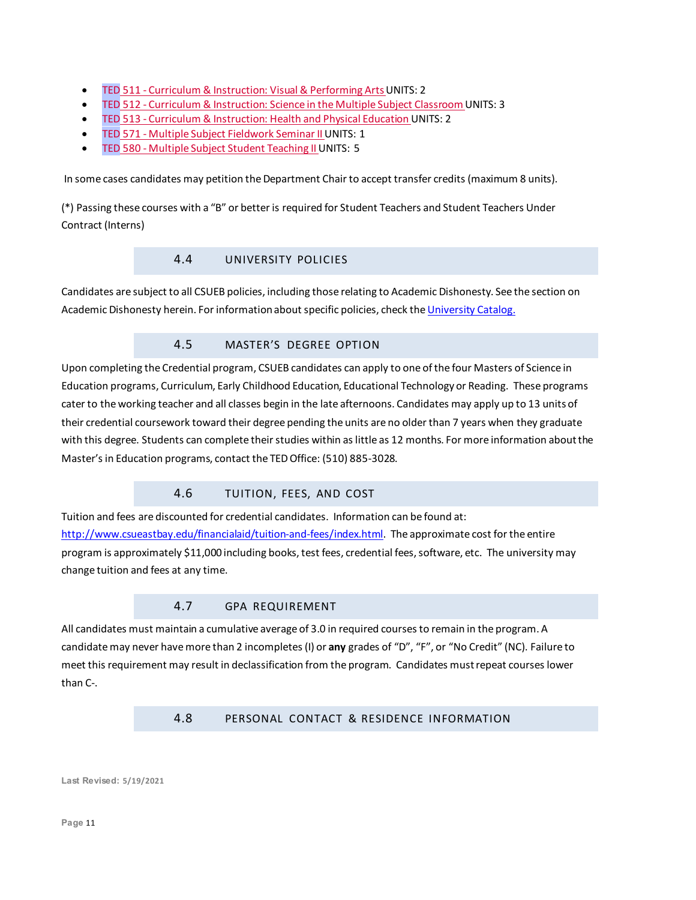- TED 511 - Curriculum & Instruction: Visual & Performing Arts UNITS: 2
- TED 512 - Curriculum & Instruction: Science in the Multiple Subject Classroom UNITS: 3
- TED 513 - Curriculum & Instruction: Health and Physical Education UNITS: 2
- TED 571 - Multiple Subject Fieldwork Seminar II UNITS: 1
- TED 580 - Multiple Subject Student Teaching II UNITS: 5

In some cases candidates may petition the Department Chair to accept transfer credits (maximum 8 units).

(*) Passing these courses with a "B" or better is required for Student Teachers and Student Teachers Under Contract (Interns)

## 4.4 UNIVERSITY POLICIES

Candidates are subject to all CSUEB policies, including those relating to Academic Dishonesty. See the section on Academic Dishonesty herein. For information about specific policies, check the University Catalog.

## 4.5 MASTER'S DEGREE OPTION

Upon completing the Credential program, CSUEB candidates can apply to one of the four Masters of Science in Education programs, Curriculum, Early Childhood Education, Educational Technology or Reading. These programs cater to the working teacher and all classes begin in the late afternoons. Candidates may apply up to 13 units of their credential coursework toward their degree pending the units are no older than 7 years when they graduate with this degree. Students can complete their studies within as little as 12 months. For more information about the Master's in Education programs, contact the TED Office: (510) 885-3028.

## 4.6 TUITION, FEES, AND COST

Tuition and fees are discounted for credential candidates. Information can be found at: http://www.csueastbay.edu/financialaid/tuition-and-fees/index.html. The approximate cost for the entire program is approximately $11,000 including books, test fees, credential fees, software, etc. The university may change tuition and fees at any time.

## 4.7 GPA REQUIREMENT

All candidates must maintain a cumulative average of 3.0 in required courses to remain in the program. A candidate may never have more than 2 incompletes (I) or **any** grades of "D", "F", or "No Credit" (NC). Failure to meet this requirement may result in declassification from the program. Candidates must repeat courses lower than C-.

## 4.8 PERSONAL CONTACT & RESIDENCE INFORMATION

Last Revised: 5/19/2021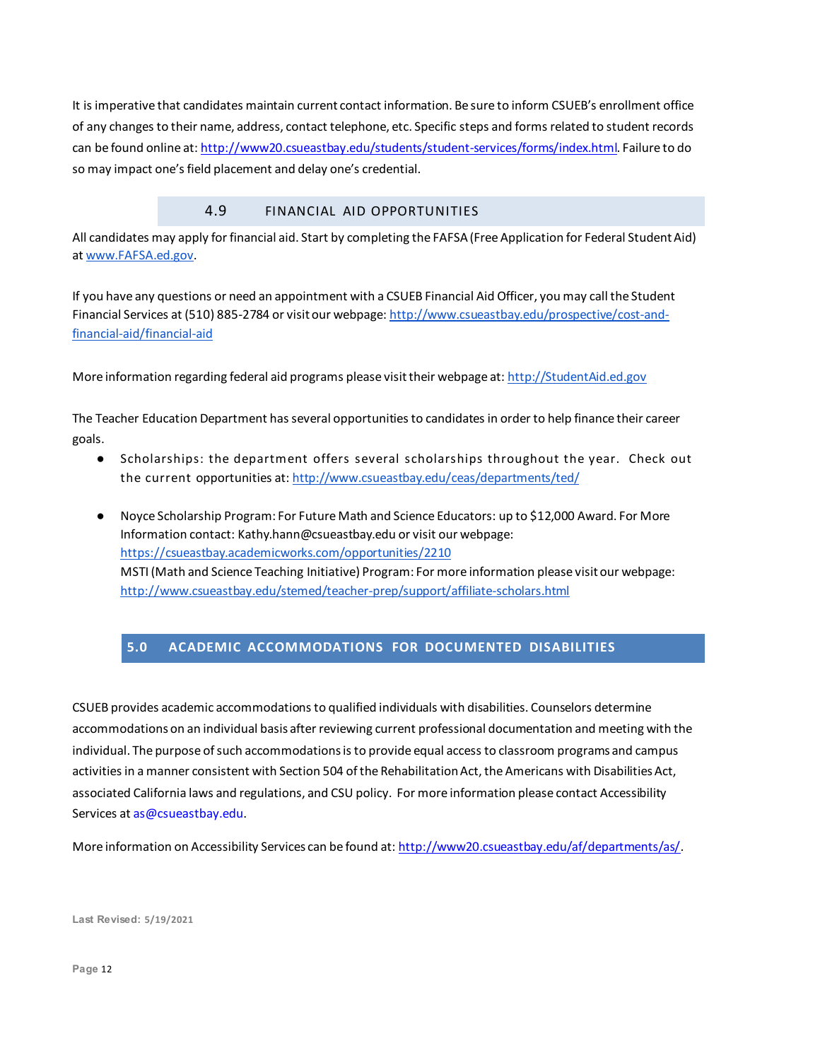It is imperative that candidates maintain current contact information. Be sure to inform CSUEB's enrollment office of any changes to their name, address, contact telephone, etc. Specific steps and forms related to student records can be found online at: http://www20.csueastbay.edu/students/student-services/forms/index.html. Failure to do so may impact one's field placement and delay one's credential.

### 4.9 FINANCIAL AID OPPORTUNITIES

All candidates may apply for financial aid. Start by completing the FAFSA (Free Application for Federal Student Aid) at www.FAFSA.ed.gov.

If you have any questions or need an appointment with a CSUEB Financial Aid Officer, you may call the Student Financial Services at (510) 885-2784 or visit our webpage: http://www.csueastbay.edu/prospective/cost-and-financial-aid/financial-aid

More information regarding federal aid programs please visit their webpage at: http://StudentAid.ed.gov

The Teacher Education Department has several opportunities to candidates in order to help finance their career goals.

- Scholarships: the department offers several scholarships throughout the year. Check out the current opportunities at: http://www.csueastbay.edu/ceas/departments/ted/

- Noyce Scholarship Program: For Future Math and Science Educators: up to $12,000 Award. For More Information contact: Kathy.hann@csueastbay.edu or visit our webpage: https://csueastbay.academicworks.com/opportunities/2210
  MSTI (Math and Science Teaching Initiative) Program: For more information please visit our webpage: http://www.csueastbay.edu/stemed/teacher-prep/support/affiliate-scholars.html

## 5.0 ACADEMIC ACCOMMODATIONS FOR DOCUMENTED DISABILITIES

CSUEB provides academic accommodations to qualified individuals with disabilities. Counselors determine accommodations on an individual basis after reviewing current professional documentation and meeting with the individual. The purpose of such accommodations is to provide equal access to classroom programs and campus activities in a manner consistent with Section 504 of the Rehabilitation Act, the Americans with Disabilities Act, associated California laws and regulations, and CSU policy. For more information please contact Accessibility Services at as@csueastbay.edu.

More information on Accessibility Services can be found at: http://www20.csueastbay.edu/af/departments/as/.

Last Revised: 5/19/2021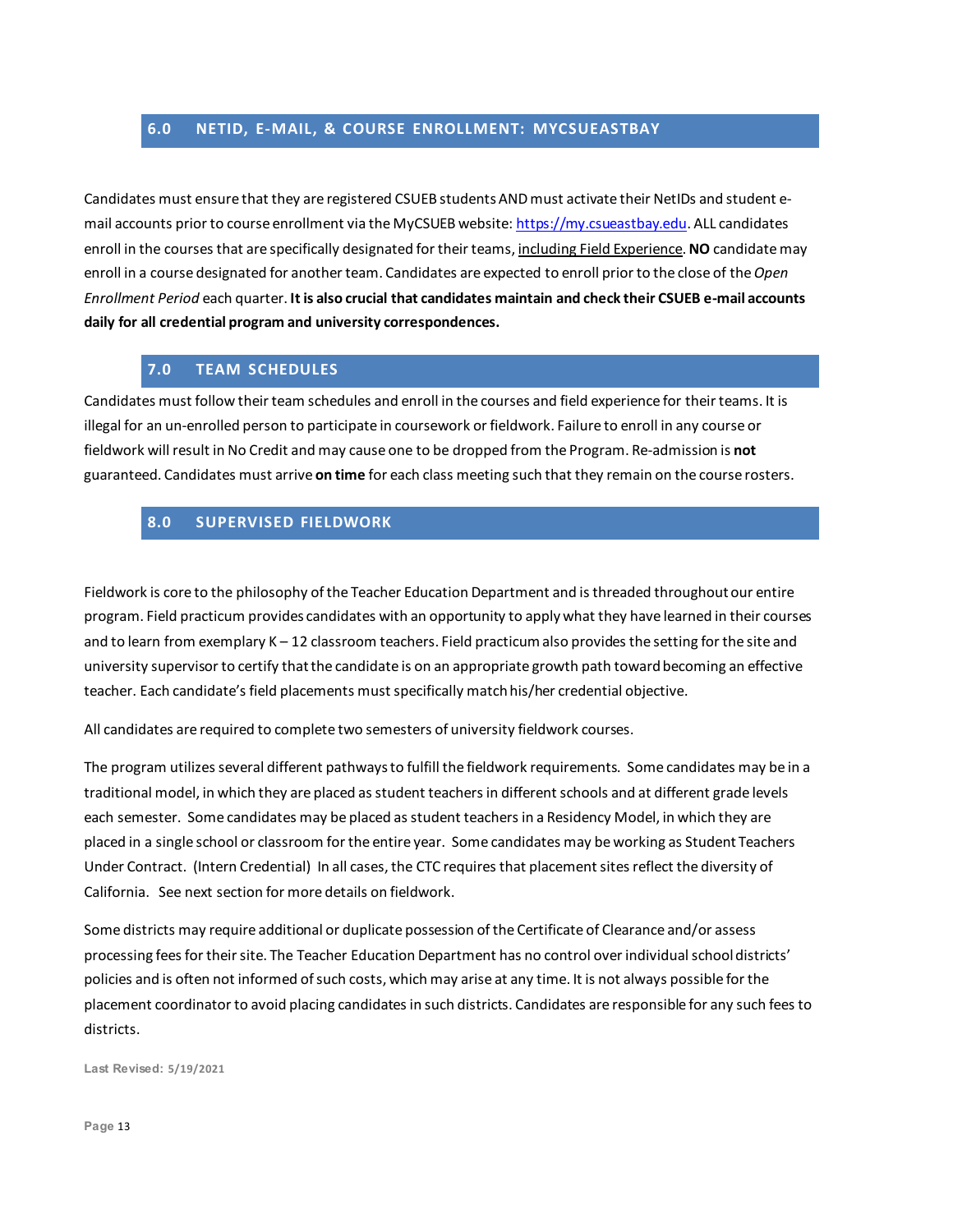## 6.0 NETID, E-MAIL, & COURSE ENROLLMENT: MYCSUEASTBAY

Candidates must ensure that they are registered CSUEB students AND must activate their NetIDs and student e-mail accounts prior to course enrollment via the MyCSUEB website: https://my.csueastbay.edu. ALL candidates enroll in the courses that are specifically designated for their teams, including Field Experience. **NO** candidate may enroll in a course designated for another team. Candidates are expected to enroll prior to the close of the *Open Enrollment Period* each quarter. **It is also crucial that candidates maintain and check their CSUEB e-mail accounts daily for all credential program and university correspondences.**

## 7.0 TEAM SCHEDULES

Candidates must follow their team schedules and enroll in the courses and field experience for their teams. It is illegal for an un-enrolled person to participate in coursework or fieldwork. Failure to enroll in any course or fieldwork will result in No Credit and may cause one to be dropped from the Program. Re-admission is **not** guaranteed. Candidates must arrive **on time** for each class meeting such that they remain on the course rosters.

## 8.0 SUPERVISED FIELDWORK

Fieldwork is core to the philosophy of the Teacher Education Department and is threaded throughout our entire program. Field practicum provides candidates with an opportunity to apply what they have learned in their courses and to learn from exemplary K – 12 classroom teachers. Field practicum also provides the setting for the site and university supervisor to certify that the candidate is on an appropriate growth path toward becoming an effective teacher. Each candidate's field placements must specifically match his/her credential objective.

All candidates are required to complete two semesters of university fieldwork courses.

The program utilizes several different pathways to fulfill the fieldwork requirements. Some candidates may be in a traditional model, in which they are placed as student teachers in different schools and at different grade levels each semester. Some candidates may be placed as student teachers in a Residency Model, in which they are placed in a single school or classroom for the entire year. Some candidates may be working as Student Teachers Under Contract. (Intern Credential) In all cases, the CTC requires that placement sites reflect the diversity of California. See next section for more details on fieldwork.

Some districts may require additional or duplicate possession of the Certificate of Clearance and/or assess processing fees for their site. The Teacher Education Department has no control over individual school districts' policies and is often not informed of such costs, which may arise at any time. It is not always possible for the placement coordinator to avoid placing candidates in such districts. Candidates are responsible for any such fees to districts.

Last Revised: 5/19/2021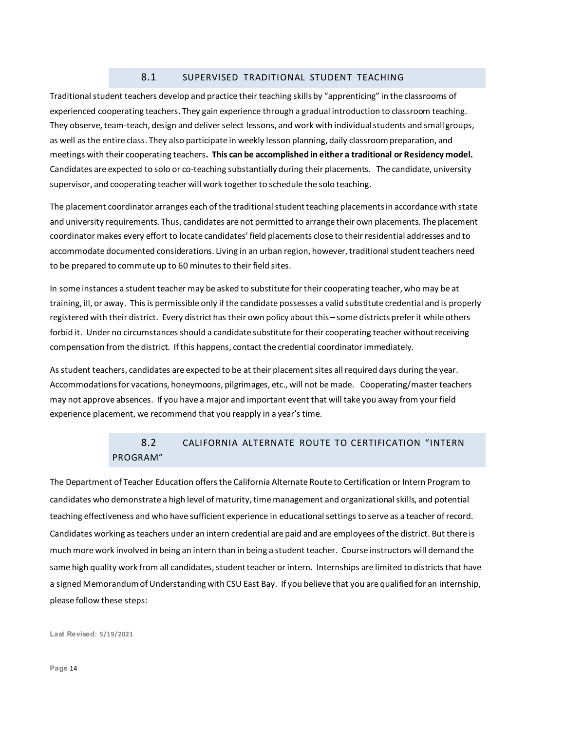## 8.1 SUPERVISED TRADITIONAL STUDENT TEACHING

Traditional student teachers develop and practice their teaching skills by "apprenticing" in the classrooms of experienced cooperating teachers. They gain experience through a gradual introduction to classroom teaching. They observe, team-teach, design and deliver select lessons, and work with individual students and small groups, as well as the entire class. They also participate in weekly lesson planning, daily classroom preparation, and meetings with their cooperating teachers**. This can be accomplished in either a traditional or Residency model.** Candidates are expected to solo or co-teaching substantially during their placements. The candidate, university supervisor, and cooperating teacher will work together to schedule the solo teaching.

The placement coordinator arranges each of the traditional student teaching placements in accordance with state and university requirements. Thus, candidates are not permitted to arrange their own placements. The placement coordinator makes every effort to locate candidates' field placements close to their residential addresses and to accommodate documented considerations. Living in an urban region, however, traditional student teachers need to be prepared to commute up to 60 minutes to their field sites.

In some instances a student teacher may be asked to substitute for their cooperating teacher, who may be at training, ill, or away. This is permissible only if the candidate possesses a valid substitute credential and is properly registered with their district. Every district has their own policy about this – some districts prefer it while others forbid it. Under no circumstances should a candidate substitute for their cooperating teacher without receiving compensation from the district. If this happens, contact the credential coordinator immediately.

As student teachers, candidates are expected to be at their placement sites all required days during the year. Accommodations for vacations, honeymoons, pilgrimages, etc., will not be made. Cooperating/master teachers may not approve absences. If you have a major and important event that will take you away from your field experience placement, we recommend that you reapply in a year's time.

## 8.2 CALIFORNIA ALTERNATE ROUTE TO CERTIFICATION "INTERN PROGRAM"

The Department of Teacher Education offers the California Alternate Route to Certification or Intern Program to candidates who demonstrate a high level of maturity, time management and organizational skills, and potential teaching effectiveness and who have sufficient experience in educational settings to serve as a teacher of record. Candidates working as teachers under an intern credential are paid and are employees of the district. But there is much more work involved in being an intern than in being a student teacher. Course instructors will demand the same high quality work from all candidates, student teacher or intern. Internships are limited to districts that have a signed Memorandum of Understanding with CSU East Bay. If you believe that you are qualified for an internship, please follow these steps:

Last Revised: 5/19/2021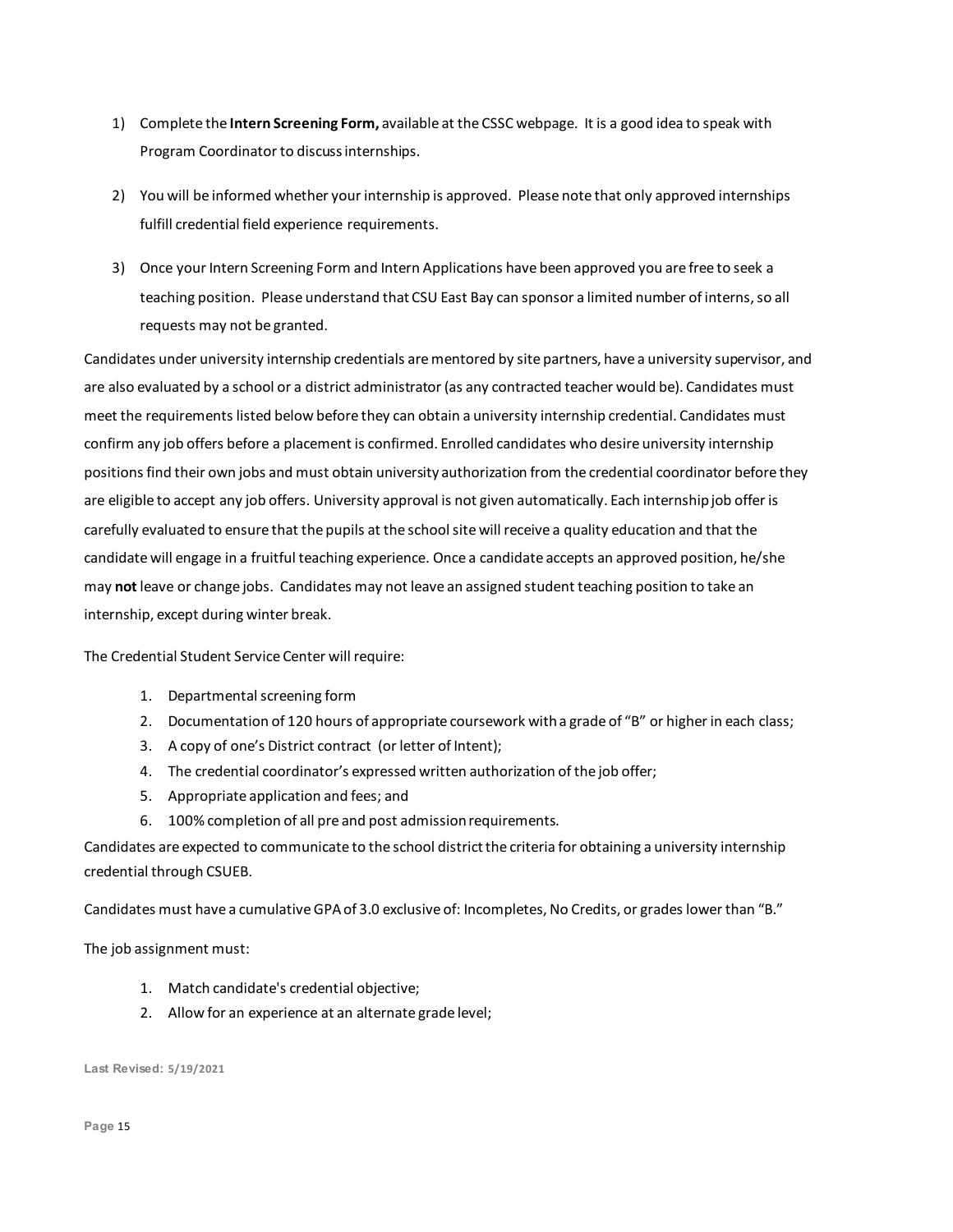1) Complete the **Intern Screening Form,** available at the CSSC webpage. It is a good idea to speak with Program Coordinator to discuss internships.

2) You will be informed whether your internship is approved. Please note that only approved internships fulfill credential field experience requirements.

3) Once your Intern Screening Form and Intern Applications have been approved you are free to seek a teaching position. Please understand that CSU East Bay can sponsor a limited number of interns, so all requests may not be granted.

Candidates under university internship credentials are mentored by site partners, have a university supervisor, and are also evaluated by a school or a district administrator (as any contracted teacher would be). Candidates must meet the requirements listed below before they can obtain a university internship credential. Candidates must confirm any job offers before a placement is confirmed. Enrolled candidates who desire university internship positions find their own jobs and must obtain university authorization from the credential coordinator before they are eligible to accept any job offers. University approval is not given automatically. Each internship job offer is carefully evaluated to ensure that the pupils at the school site will receive a quality education and that the candidate will engage in a fruitful teaching experience. Once a candidate accepts an approved position, he/she may **not** leave or change jobs. Candidates may not leave an assigned student teaching position to take an internship, except during winter break.

The Credential Student Service Center will require:

1. Departmental screening form
2. Documentation of 120 hours of appropriate coursework with a grade of "B" or higher in each class;
3. A copy of one's District contract (or letter of Intent);
4. The credential coordinator's expressed written authorization of the job offer;
5. Appropriate application and fees; and
6. 100% completion of all pre and post admission requirements.

Candidates are expected to communicate to the school district the criteria for obtaining a university internship credential through CSUEB.

Candidates must have a cumulative GPA of 3.0 exclusive of: Incompletes, No Credits, or grades lower than "B."

The job assignment must:

1. Match candidate's credential objective;
2. Allow for an experience at an alternate grade level;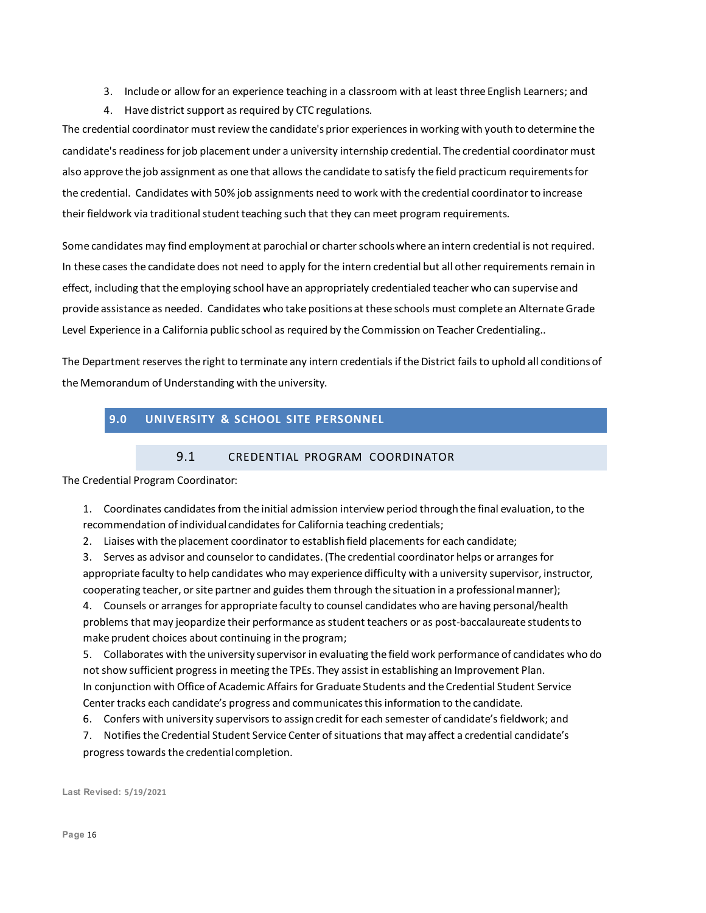3. Include or allow for an experience teaching in a classroom with at least three English Learners; and
4. Have district support as required by CTC regulations.

The credential coordinator must review the candidate's prior experiences in working with youth to determine the candidate's readiness for job placement under a university internship credential. The credential coordinator must also approve the job assignment as one that allows the candidate to satisfy the field practicum requirements for the credential. Candidates with 50% job assignments need to work with the credential coordinator to increase their fieldwork via traditional student teaching such that they can meet program requirements.

Some candidates may find employment at parochial or charter schools where an intern credential is not required. In these cases the candidate does not need to apply for the intern credential but all other requirements remain in effect, including that the employing school have an appropriately credentialed teacher who can supervise and provide assistance as needed. Candidates who take positions at these schools must complete an Alternate Grade Level Experience in a California public school as required by the Commission on Teacher Credentialing..

The Department reserves the right to terminate any intern credentials if the District fails to uphold all conditions of the Memorandum of Understanding with the university.

## 9.0 UNIVERSITY & SCHOOL SITE PERSONNEL

### 9.1 CREDENTIAL PROGRAM COORDINATOR

The Credential Program Coordinator:

1. Coordinates candidates from the initial admission interview period through the final evaluation, to the recommendation of individual candidates for California teaching credentials;
2. Liaises with the placement coordinator to establish field placements for each candidate;
3. Serves as advisor and counselor to candidates. (The credential coordinator helps or arranges for appropriate faculty to help candidates who may experience difficulty with a university supervisor, instructor, cooperating teacher, or site partner and guides them through the situation in a professional manner);
4. Counsels or arranges for appropriate faculty to counsel candidates who are having personal/health problems that may jeopardize their performance as student teachers or as post-baccalaureate students to make prudent choices about continuing in the program;
5. Collaborates with the university supervisor in evaluating the field work performance of candidates who do not show sufficient progress in meeting the TPEs. They assist in establishing an Improvement Plan. In conjunction with Office of Academic Affairs for Graduate Students and the Credential Student Service Center tracks each candidate's progress and communicates this information to the candidate.
6. Confers with university supervisors to assign credit for each semester of candidate's fieldwork; and
7. Notifies the Credential Student Service Center of situations that may affect a credential candidate's progress towards the credential completion.

Last Revised: 5/19/2021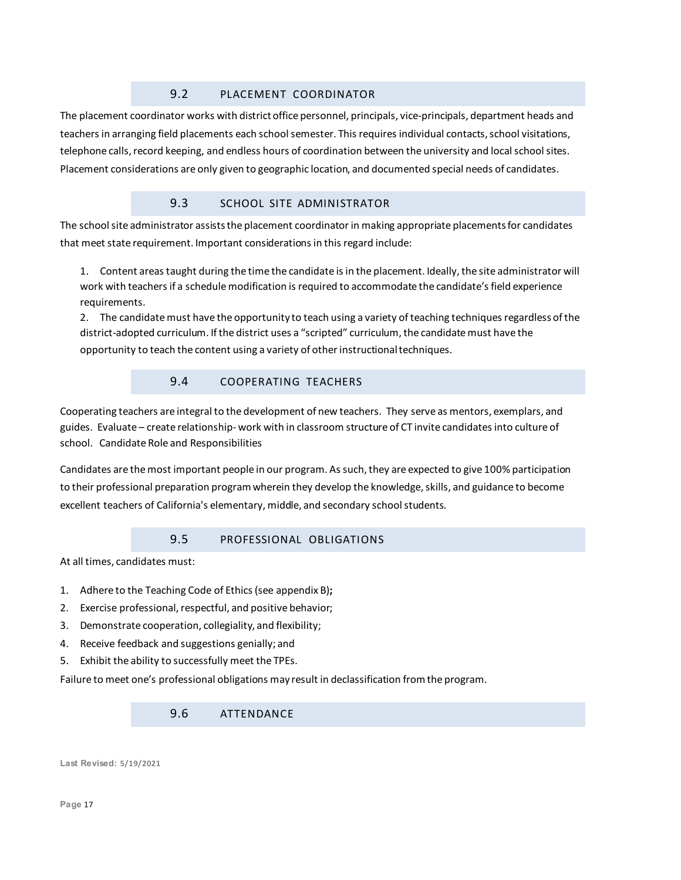## 9.2 PLACEMENT COORDINATOR

The placement coordinator works with district office personnel, principals, vice-principals, department heads and teachers in arranging field placements each school semester. This requires individual contacts, school visitations, telephone calls, record keeping, and endless hours of coordination between the university and local school sites. Placement considerations are only given to geographic location, and documented special needs of candidates.

## 9.3 SCHOOL SITE ADMINISTRATOR

The school site administrator assists the placement coordinator in making appropriate placements for candidates that meet state requirement. Important considerations in this regard include:

1. Content areas taught during the time the candidate is in the placement. Ideally, the site administrator will work with teachers if a schedule modification is required to accommodate the candidate's field experience requirements.
2. The candidate must have the opportunity to teach using a variety of teaching techniques regardless of the district-adopted curriculum. If the district uses a "scripted" curriculum, the candidate must have the opportunity to teach the content using a variety of other instructional techniques.

## 9.4 COOPERATING TEACHERS

Cooperating teachers are integral to the development of new teachers. They serve as mentors, exemplars, and guides. Evaluate – create relationship- work with in classroom structure of CT invite candidates into culture of school. Candidate Role and Responsibilities

Candidates are the most important people in our program. As such, they are expected to give 100% participation to their professional preparation program wherein they develop the knowledge, skills, and guidance to become excellent teachers of California's elementary, middle, and secondary school students.

## 9.5 PROFESSIONAL OBLIGATIONS

At all times, candidates must:

1. Adhere to the Teaching Code of Ethics (see appendix B)**;**
2. Exercise professional, respectful, and positive behavior;
3. Demonstrate cooperation, collegiality, and flexibility;
4. Receive feedback and suggestions genially; and
5. Exhibit the ability to successfully meet the TPEs.

Failure to meet one's professional obligations may result in declassification from the program.

## 9.6 ATTENDANCE

**Last Revised:** 5/19/2021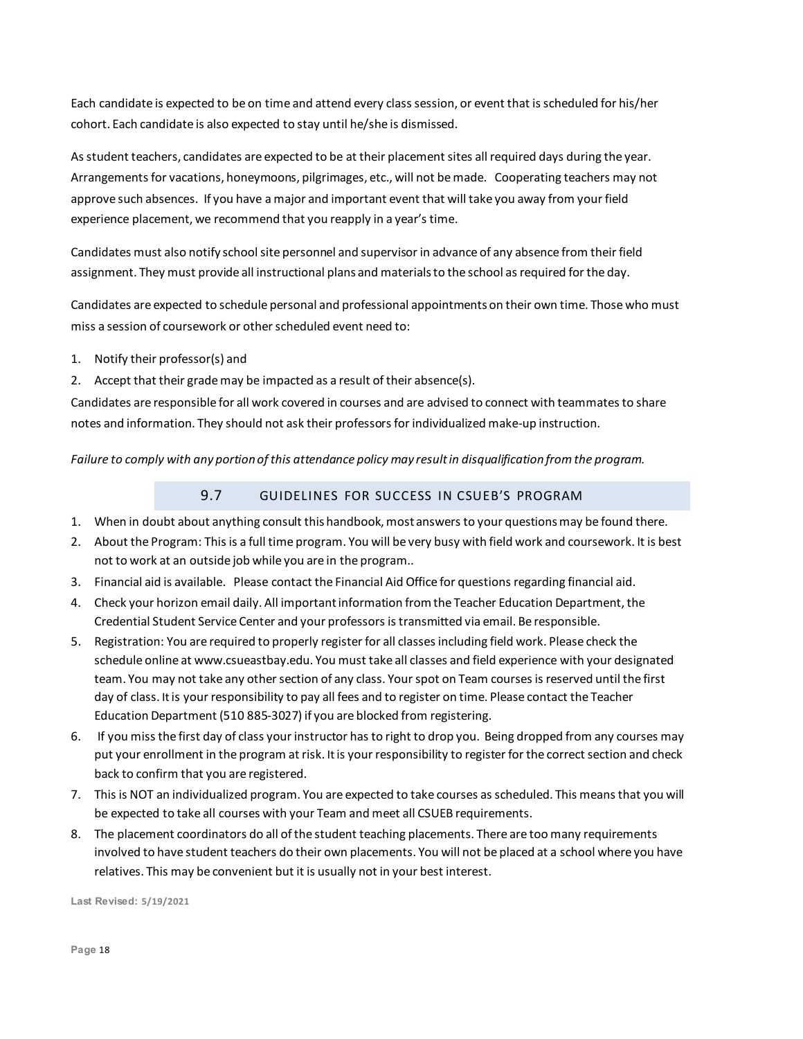Each candidate is expected to be on time and attend every class session, or event that is scheduled for his/her cohort. Each candidate is also expected to stay until he/she is dismissed.

As student teachers, candidates are expected to be at their placement sites all required days during the year. Arrangements for vacations, honeymoons, pilgrimages, etc., will not be made. Cooperating teachers may not approve such absences. If you have a major and important event that will take you away from your field experience placement, we recommend that you reapply in a year's time.

Candidates must also notify school site personnel and supervisor in advance of any absence from their field assignment. They must provide all instructional plans and materials to the school as required for the day.

Candidates are expected to schedule personal and professional appointments on their own time. Those who must miss a session of coursework or other scheduled event need to:

1. Notify their professor(s) and
2. Accept that their grade may be impacted as a result of their absence(s).

Candidates are responsible for all work covered in courses and are advised to connect with teammates to share notes and information. They should not ask their professors for individualized make-up instruction.

*Failure to comply with any portion of this attendance policy may result in disqualification from the program.*

## 9.7 GUIDELINES FOR SUCCESS IN CSUEB'S PROGRAM

1. When in doubt about anything consult this handbook, most answers to your questions may be found there.
2. About the Program: This is a full time program. You will be very busy with field work and coursework. It is best not to work at an outside job while you are in the program..
3. Financial aid is available. Please contact the Financial Aid Office for questions regarding financial aid.
4. Check your horizon email daily. All important information from the Teacher Education Department, the Credential Student Service Center and your professors is transmitted via email. Be responsible.
5. Registration: You are required to properly register for all classes including field work. Please check the schedule online at www.csueastbay.edu. You must take all classes and field experience with your designated team. You may not take any other section of any class. Your spot on Team courses is reserved until the first day of class. It is your responsibility to pay all fees and to register on time. Please contact the Teacher Education Department (510 885-3027) if you are blocked from registering.
6. If you miss the first day of class your instructor has to right to drop you. Being dropped from any courses may put your enrollment in the program at risk. It is your responsibility to register for the correct section and check back to confirm that you are registered.
7. This is NOT an individualized program. You are expected to take courses as scheduled. This means that you will be expected to take all courses with your Team and meet all CSUEB requirements.
8. The placement coordinators do all of the student teaching placements. There are too many requirements involved to have student teachers do their own placements. You will not be placed at a school where you have relatives. This may be convenient but it is usually not in your best interest.

Last Revised: 5/19/2021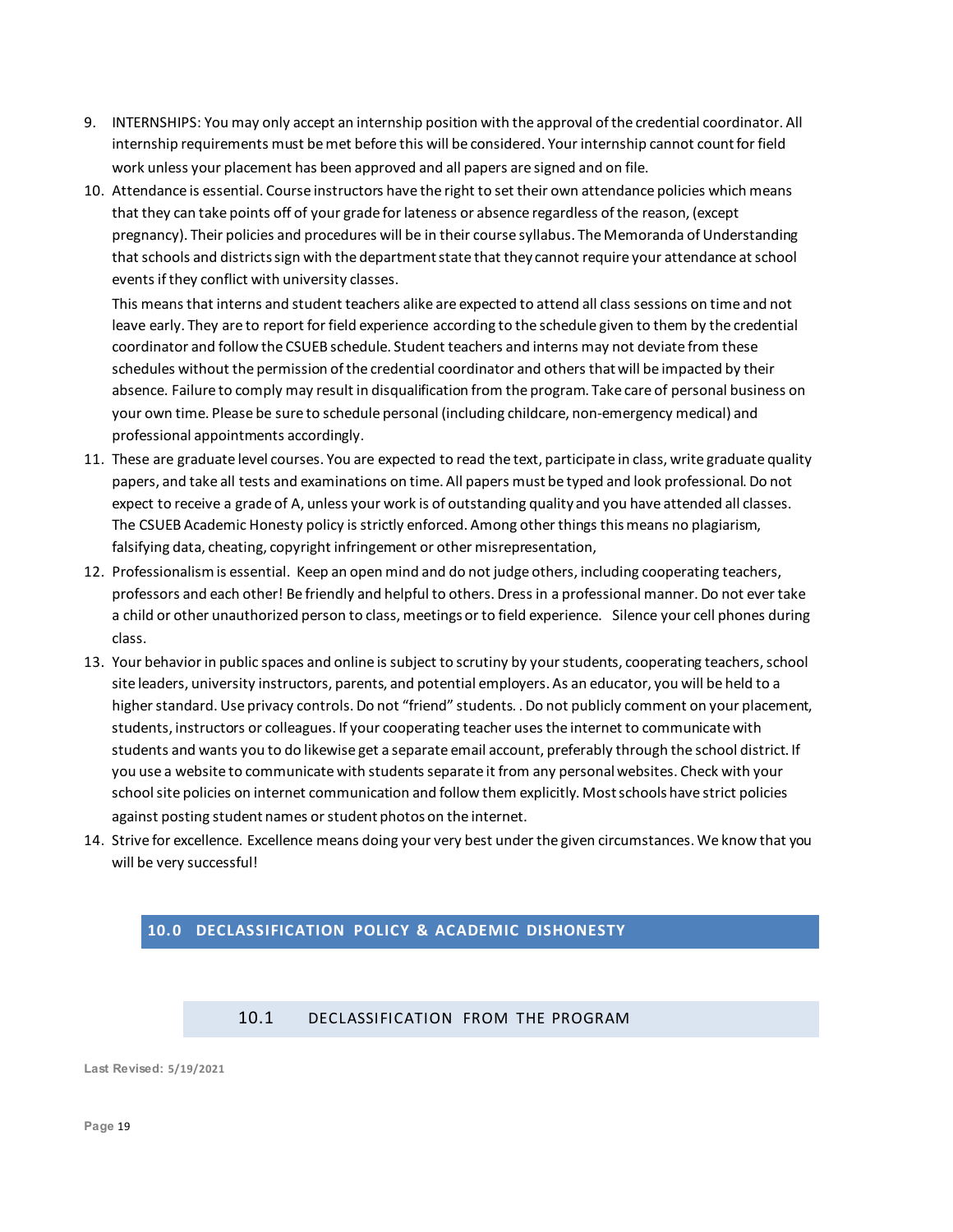9. INTERNSHIPS: You may only accept an internship position with the approval of the credential coordinator. All internship requirements must be met before this will be considered. Your internship cannot count for field work unless your placement has been approved and all papers are signed and on file.
10. Attendance is essential. Course instructors have the right to set their own attendance policies which means that they can take points off of your grade for lateness or absence regardless of the reason, (except pregnancy). Their policies and procedures will be in their course syllabus. The Memoranda of Understanding that schools and districts sign with the department state that they cannot require your attendance at school events if they conflict with university classes.

    This means that interns and student teachers alike are expected to attend all class sessions on time and not leave early. They are to report for field experience according to the schedule given to them by the credential coordinator and follow the CSUEB schedule. Student teachers and interns may not deviate from these schedules without the permission of the credential coordinator and others that will be impacted by their absence. Failure to comply may result in disqualification from the program. Take care of personal business on your own time. Please be sure to schedule personal (including childcare, non-emergency medical) and professional appointments accordingly.
11. These are graduate level courses. You are expected to read the text, participate in class, write graduate quality papers, and take all tests and examinations on time. All papers must be typed and look professional. Do not expect to receive a grade of A, unless your work is of outstanding quality and you have attended all classes. The CSUEB Academic Honesty policy is strictly enforced. Among other things this means no plagiarism, falsifying data, cheating, copyright infringement or other misrepresentation,
12. Professionalism is essential. Keep an open mind and do not judge others, including cooperating teachers, professors and each other! Be friendly and helpful to others. Dress in a professional manner. Do not ever take a child or other unauthorized person to class, meetings or to field experience. Silence your cell phones during class.
13. Your behavior in public spaces and online is subject to scrutiny by your students, cooperating teachers, school site leaders, university instructors, parents, and potential employers. As an educator, you will be held to a higher standard. Use privacy controls. Do not "friend" students. . Do not publicly comment on your placement, students, instructors or colleagues. If your cooperating teacher uses the internet to communicate with students and wants you to do likewise get a separate email account, preferably through the school district. If you use a website to communicate with students separate it from any personal websites. Check with your school site policies on internet communication and follow them explicitly. Most schools have strict policies against posting student names or student photos on the internet.
14. Strive for excellence. Excellence means doing your very best under the given circumstances. We know that you will be very successful!

## 10.0 DECLASSIFICATION POLICY & ACADEMIC DISHONESTY

### 10.1 DECLASSIFICATION FROM THE PROGRAM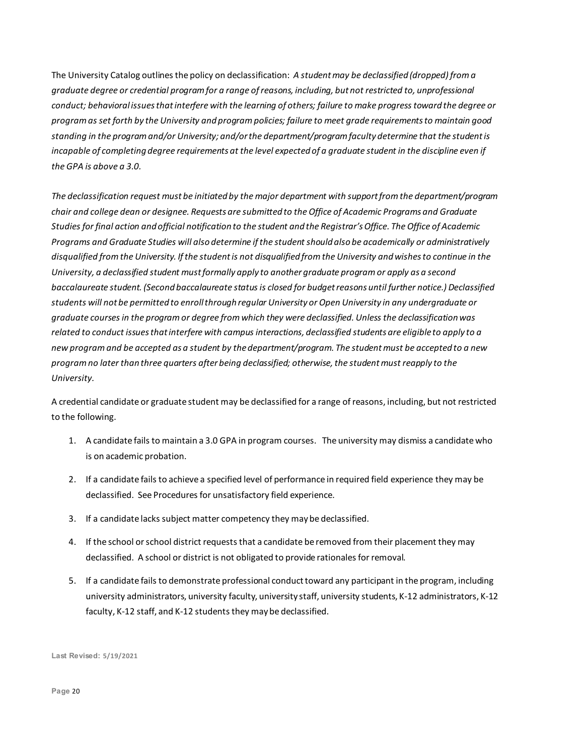The University Catalog outlines the policy on declassification: *A student may be declassified (dropped) from a graduate degree or credential program for a range of reasons, including, but not restricted to, unprofessional conduct; behavioral issues that interfere with the learning of others; failure to make progress toward the degree or program as set forth by the University and program policies; failure to meet grade requirements to maintain good standing in the program and/or University; and/or the department/program faculty determine that the student is incapable of completing degree requirements at the level expected of a graduate student in the discipline even if the GPA is above a 3.0.*

*The declassification request must be initiated by the major department with support from the department/program chair and college dean or designee. Requests are submitted to the Office of Academic Programs and Graduate Studies for final action and official notification to the student and the Registrar's Office. The Office of Academic Programs and Graduate Studies will also determine if the student should also be academically or administratively disqualified from the University. If the student is not disqualified from the University and wishes to continue in the University, a declassified student must formally apply to another graduate program or apply as a second baccalaureate student. (Second baccalaureate status is closed for budget reasons until further notice.) Declassified students will not be permitted to enroll through regular University or Open University in any undergraduate or graduate courses in the program or degree from which they were declassified. Unless the declassification was related to conduct issues that interfere with campus interactions, declassified students are eligible to apply to a new program and be accepted as a student by the department/program. The student must be accepted to a new program no later than three quarters after being declassified; otherwise, the student must reapply to the University.*

A credential candidate or graduate student may be declassified for a range of reasons, including, but not restricted to the following.

1. A candidate fails to maintain a 3.0 GPA in program courses. The university may dismiss a candidate who is on academic probation.
2. If a candidate fails to achieve a specified level of performance in required field experience they may be declassified. See Procedures for unsatisfactory field experience.
3. If a candidate lacks subject matter competency they may be declassified.
4. If the school or school district requests that a candidate be removed from their placement they may declassified. A school or district is not obligated to provide rationales for removal.
5. If a candidate fails to demonstrate professional conduct toward any participant in the program, including university administrators, university faculty, university staff, university students, K-12 administrators, K-12 faculty, K-12 staff, and K-12 students they may be declassified.

Last Revised: 5/19/2021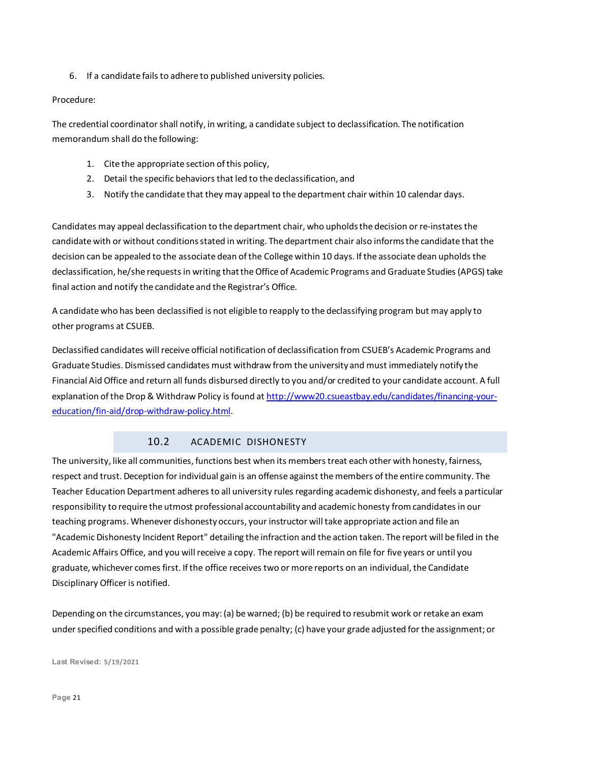6. If a candidate fails to adhere to published university policies.

Procedure:

The credential coordinator shall notify, in writing, a candidate subject to declassification. The notification memorandum shall do the following:

1. Cite the appropriate section of this policy,
2. Detail the specific behaviors that led to the declassification, and
3. Notify the candidate that they may appeal to the department chair within 10 calendar days.

Candidates may appeal declassification to the department chair, who upholds the decision or re-instates the candidate with or without conditions stated in writing. The department chair also informs the candidate that the decision can be appealed to the associate dean of the College within 10 days. If the associate dean upholds the declassification, he/she requests in writing that the Office of Academic Programs and Graduate Studies (APGS) take final action and notify the candidate and the Registrar's Office.

A candidate who has been declassified is not eligible to reapply to the declassifying program but may apply to other programs at CSUEB.

Declassified candidates will receive official notification of declassification from CSUEB's Academic Programs and Graduate Studies. Dismissed candidates must withdraw from the university and must immediately notify the Financial Aid Office and return all funds disbursed directly to you and/or credited to your candidate account. A full explanation of the Drop & Withdraw Policy is found at [http://www20.csueastbay.edu/candidates/financing-your-education/fin-aid/drop-withdraw-policy.html](http://www20.csueastbay.edu/candidates/financing-your-education/fin-aid/drop-withdraw-policy.html).

## 10.2 ACADEMIC DISHONESTY

The university, like all communities, functions best when its members treat each other with honesty, fairness, respect and trust. Deception for individual gain is an offense against the members of the entire community. The Teacher Education Department adheres to all university rules regarding academic dishonesty, and feels a particular responsibility to require the utmost professional accountability and academic honesty from candidates in our teaching programs. Whenever dishonesty occurs, your instructor will take appropriate action and file an "Academic Dishonesty Incident Report" detailing the infraction and the action taken. The report will be filed in the Academic Affairs Office, and you will receive a copy. The report will remain on file for five years or until you graduate, whichever comes first. If the office receives two or more reports on an individual, the Candidate Disciplinary Officer is notified.

Depending on the circumstances, you may: (a) be warned; (b) be required to resubmit work or retake an exam under specified conditions and with a possible grade penalty; (c) have your grade adjusted for the assignment; or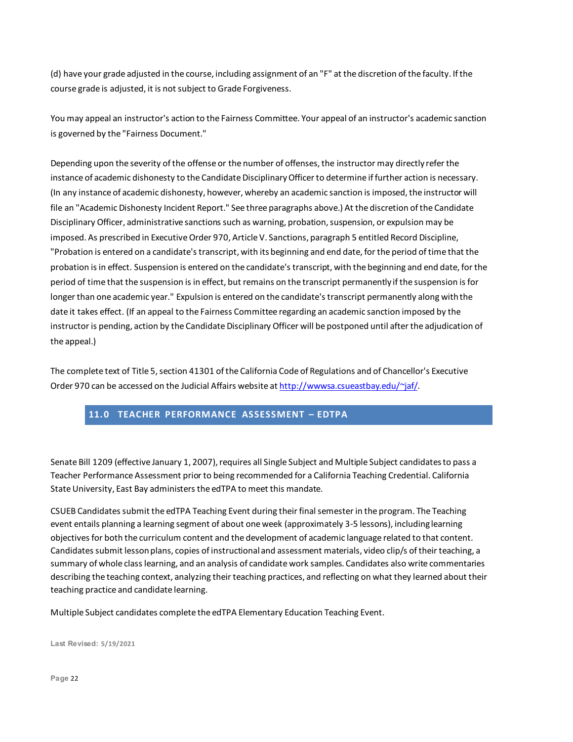(d) have your grade adjusted in the course, including assignment of an "F" at the discretion of the faculty. If the course grade is adjusted, it is not subject to Grade Forgiveness.

You may appeal an instructor's action to the Fairness Committee. Your appeal of an instructor's academic sanction is governed by the "Fairness Document."

Depending upon the severity of the offense or the number of offenses, the instructor may directly refer the instance of academic dishonesty to the Candidate Disciplinary Officer to determine if further action is necessary. (In any instance of academic dishonesty, however, whereby an academic sanction is imposed, the instructor will file an "Academic Dishonesty Incident Report." See three paragraphs above.) At the discretion of the Candidate Disciplinary Officer, administrative sanctions such as warning, probation, suspension, or expulsion may be imposed. As prescribed in Executive Order 970, Article V. Sanctions, paragraph 5 entitled Record Discipline, "Probation is entered on a candidate's transcript, with its beginning and end date, for the period of time that the probation is in effect. Suspension is entered on the candidate's transcript, with the beginning and end date, for the period of time that the suspension is in effect, but remains on the transcript permanently if the suspension is for longer than one academic year." Expulsion is entered on the candidate's transcript permanently along with the date it takes effect. (If an appeal to the Fairness Committee regarding an academic sanction imposed by the instructor is pending, action by the Candidate Disciplinary Officer will be postponed until after the adjudication of the appeal.)

The complete text of Title 5, section 41301 of the California Code of Regulations and of Chancellor's Executive Order 970 can be accessed on the Judicial Affairs website at http://wwwsa.csueastbay.edu/~jaf/.

## 11.0 TEACHER PERFORMANCE ASSESSMENT – EDTPA

Senate Bill 1209 (effective January 1, 2007), requires all Single Subject and Multiple Subject candidates to pass a Teacher Performance Assessment prior to being recommended for a California Teaching Credential. California State University, East Bay administers the edTPA to meet this mandate.

CSUEB Candidates submit the edTPA Teaching Event during their final semester in the program. The Teaching event entails planning a learning segment of about one week (approximately 3-5 lessons), including learning objectives for both the curriculum content and the development of academic language related to that content. Candidates submit lesson plans, copies of instructional and assessment materials, video clip/s of their teaching, a summary of whole class learning, and an analysis of candidate work samples. Candidates also write commentaries describing the teaching context, analyzing their teaching practices, and reflecting on what they learned about their teaching practice and candidate learning.

Multiple Subject candidates complete the edTPA Elementary Education Teaching Event.

Last Revised: 5/19/2021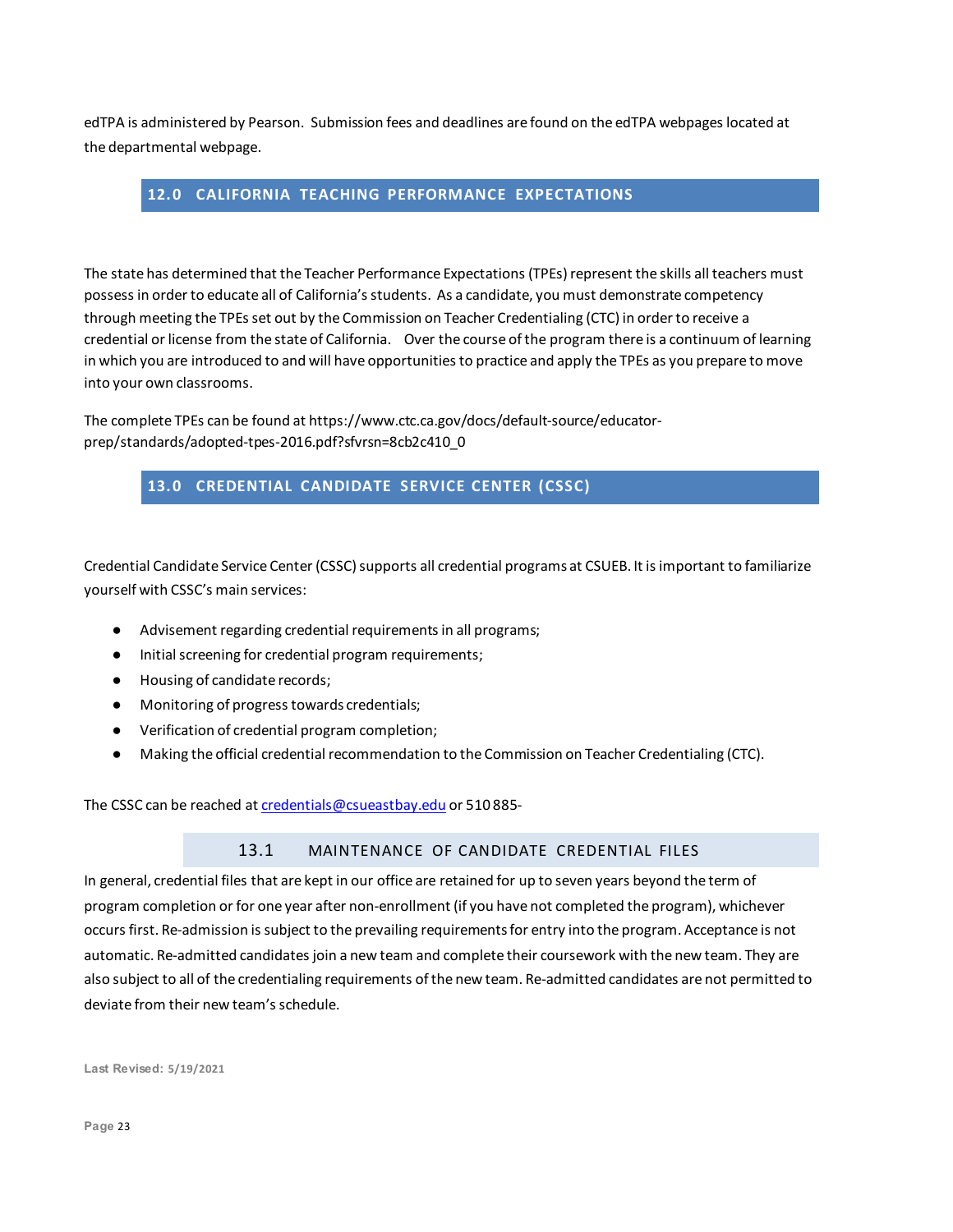edTPA is administered by Pearson. Submission fees and deadlines are found on the edTPA webpages located at the departmental webpage.

## 12.0 CALIFORNIA TEACHING PERFORMANCE EXPECTATIONS

The state has determined that the Teacher Performance Expectations (TPEs) represent the skills all teachers must possess in order to educate all of California's students. As a candidate, you must demonstrate competency through meeting the TPEs set out by the Commission on Teacher Credentialing (CTC) in order to receive a credential or license from the state of California. Over the course of the program there is a continuum of learning in which you are introduced to and will have opportunities to practice and apply the TPEs as you prepare to move into your own classrooms.

The complete TPEs can be found at https://www.ctc.ca.gov/docs/default-source/educator-prep/standards/adopted-tpes-2016.pdf?sfvrsn=8cb2c410_0

## 13.0 CREDENTIAL CANDIDATE SERVICE CENTER (CSSC)

Credential Candidate Service Center (CSSC) supports all credential programs at CSUEB. It is important to familiarize yourself with CSSC's main services:

- Advisement regarding credential requirements in all programs;
- Initial screening for credential program requirements;
- Housing of candidate records;
- Monitoring of progress towards credentials;
- Verification of credential program completion;
- Making the official credential recommendation to the Commission on Teacher Credentialing (CTC).

The CSSC can be reached at credentials@csueastbay.edu or 510 885-

### 13.1 MAINTENANCE OF CANDIDATE CREDENTIAL FILES

In general, credential files that are kept in our office are retained for up to seven years beyond the term of program completion or for one year after non-enrollment (if you have not completed the program), whichever occurs first. Re-admission is subject to the prevailing requirements for entry into the program. Acceptance is not automatic. Re-admitted candidates join a new team and complete their coursework with the new team. They are also subject to all of the credentialing requirements of the new team. Re-admitted candidates are not permitted to deviate from their new team's schedule.

Last Revised: 5/19/2021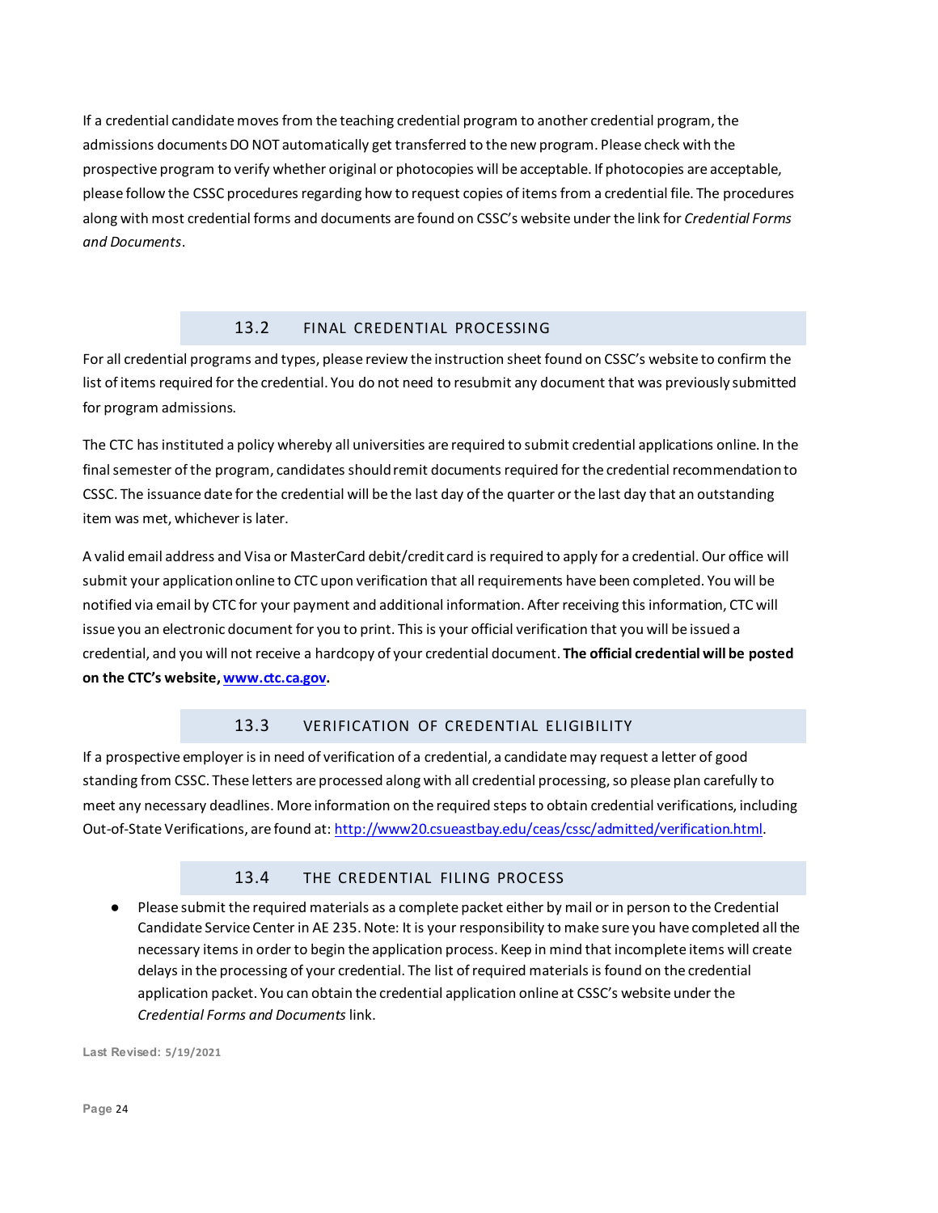If a credential candidate moves from the teaching credential program to another credential program, the admissions documents DO NOT automatically get transferred to the new program. Please check with the prospective program to verify whether original or photocopies will be acceptable. If photocopies are acceptable, please follow the CSSC procedures regarding how to request copies of items from a credential file. The procedures along with most credential forms and documents are found on CSSC's website under the link for *Credential Forms and Documents*.

## 13.2 FINAL CREDENTIAL PROCESSING

For all credential programs and types, please review the instruction sheet found on CSSC's website to confirm the list of items required for the credential. You do not need to resubmit any document that was previously submitted for program admissions.

The CTC has instituted a policy whereby all universities are required to submit credential applications online. In the final semester of the program, candidates should remit documents required for the credential recommendation to CSSC. The issuance date for the credential will be the last day of the quarter or the last day that an outstanding item was met, whichever is later.

A valid email address and Visa or MasterCard debit/credit card is required to apply for a credential. Our office will submit your application online to CTC upon verification that all requirements have been completed. You will be notified via email by CTC for your payment and additional information. After receiving this information, CTC will issue you an electronic document for you to print. This is your official verification that you will be issued a credential, and you will not receive a hardcopy of your credential document. **The official credential will be posted on the CTC's website, [www.ctc.ca.gov](www.ctc.ca.gov).**

## 13.3 VERIFICATION OF CREDENTIAL ELIGIBILITY

If a prospective employer is in need of verification of a credential, a candidate may request a letter of good standing from CSSC. These letters are processed along with all credential processing, so please plan carefully to meet any necessary deadlines. More information on the required steps to obtain credential verifications, including Out-of-State Verifications, are found at: [http://www20.csueastbay.edu/ceas/cssc/admitted/verification.html](http://www20.csueastbay.edu/ceas/cssc/admitted/verification.html).

## 13.4 THE CREDENTIAL FILING PROCESS

- Please submit the required materials as a complete packet either by mail or in person to the Credential Candidate Service Center in AE 235. Note: It is your responsibility to make sure you have completed all the necessary items in order to begin the application process. Keep in mind that incomplete items will create delays in the processing of your credential. The list of required materials is found on the credential application packet. You can obtain the credential application online at CSSC's website under the *Credential Forms and Documents* link.

Last Revised: 5/19/2021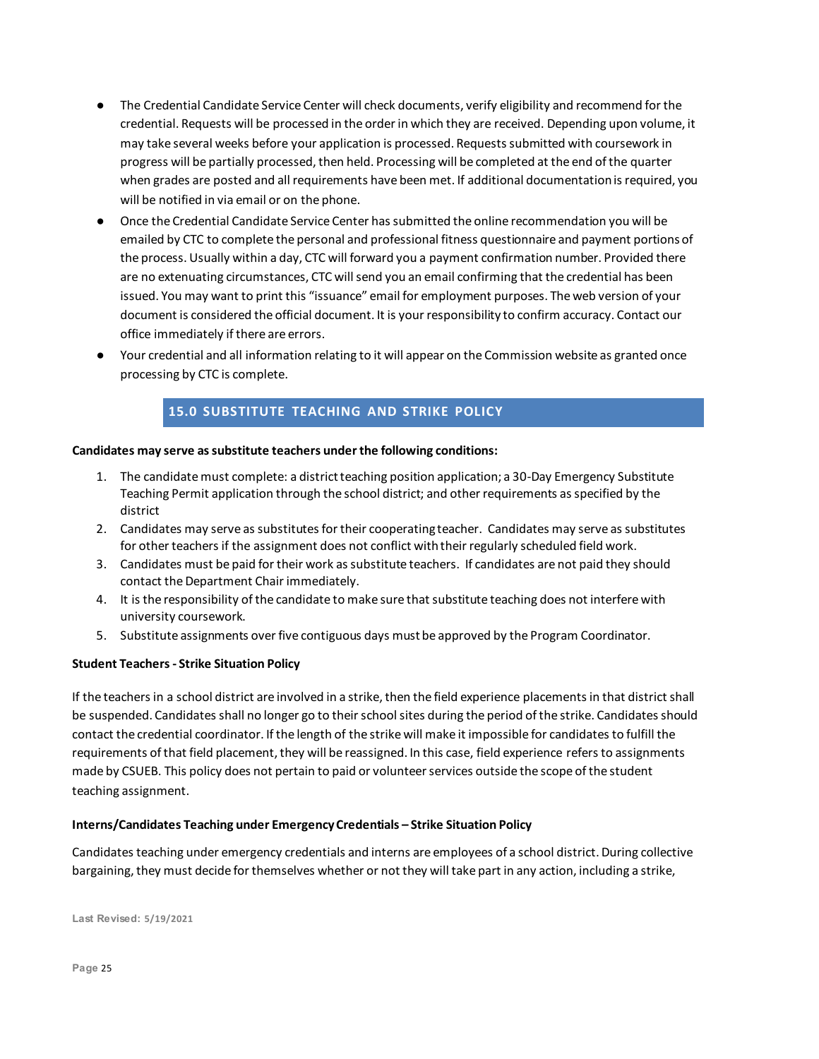- The Credential Candidate Service Center will check documents, verify eligibility and recommend for the credential. Requests will be processed in the order in which they are received. Depending upon volume, it may take several weeks before your application is processed. Requests submitted with coursework in progress will be partially processed, then held. Processing will be completed at the end of the quarter when grades are posted and all requirements have been met. If additional documentation is required, you will be notified in via email or on the phone.
- Once the Credential Candidate Service Center has submitted the online recommendation you will be emailed by CTC to complete the personal and professional fitness questionnaire and payment portions of the process. Usually within a day, CTC will forward you a payment confirmation number. Provided there are no extenuating circumstances, CTC will send you an email confirming that the credential has been issued. You may want to print this "issuance" email for employment purposes. The web version of your document is considered the official document. It is your responsibility to confirm accuracy. Contact our office immediately if there are errors.
- Your credential and all information relating to it will appear on the Commission website as granted once processing by CTC is complete.

## 15.0 SUBSTITUTE TEACHING AND STRIKE POLICY

**Candidates may serve as substitute teachers under the following conditions:**

1. The candidate must complete: a district teaching position application; a 30-Day Emergency Substitute Teaching Permit application through the school district; and other requirements as specified by the district
2. Candidates may serve as substitutes for their cooperating teacher. Candidates may serve as substitutes for other teachers if the assignment does not conflict with their regularly scheduled field work.
3. Candidates must be paid for their work as substitute teachers. If candidates are not paid they should contact the Department Chair immediately.
4. It is the responsibility of the candidate to make sure that substitute teaching does not interfere with university coursework.
5. Substitute assignments over five contiguous days must be approved by the Program Coordinator.

**Student Teachers - Strike Situation Policy**

If the teachers in a school district are involved in a strike, then the field experience placements in that district shall be suspended. Candidates shall no longer go to their school sites during the period of the strike. Candidates should contact the credential coordinator. If the length of the strike will make it impossible for candidates to fulfill the requirements of that field placement, they will be reassigned. In this case, field experience refers to assignments made by CSUEB. This policy does not pertain to paid or volunteer services outside the scope of the student teaching assignment.

**Interns/Candidates Teaching under Emergency Credentials – Strike Situation Policy**

Candidates teaching under emergency credentials and interns are employees of a school district. During collective bargaining, they must decide for themselves whether or not they will take part in any action, including a strike,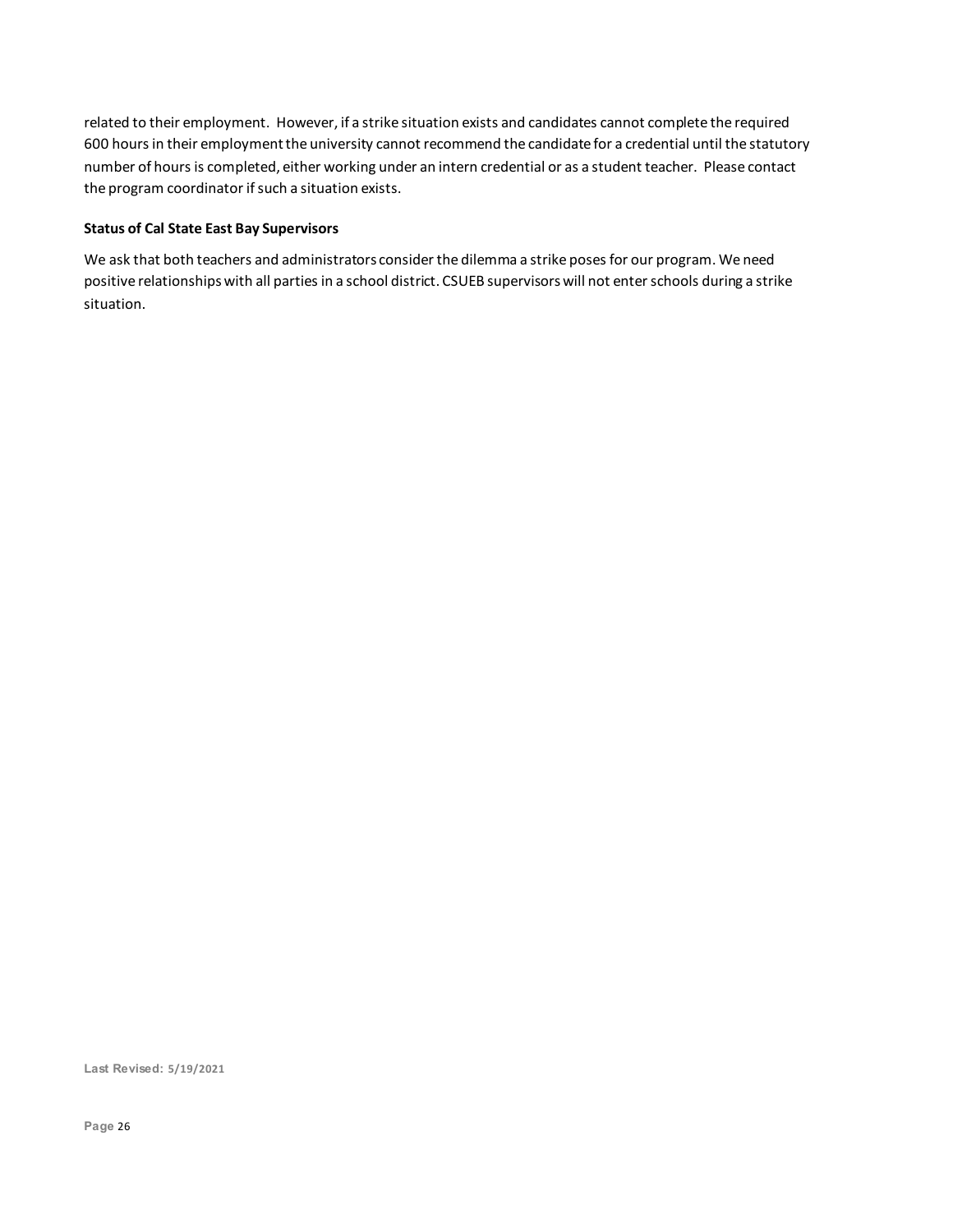related to their employment. However, if a strike situation exists and candidates cannot complete the required 600 hours in their employment the university cannot recommend the candidate for a credential until the statutory number of hours is completed, either working under an intern credential or as a student teacher. Please contact the program coordinator if such a situation exists.

**Status of Cal State East Bay Supervisors**

We ask that both teachers and administrators consider the dilemma a strike poses for our program. We need positive relationships with all parties in a school district. CSUEB supervisors will not enter schools during a strike situation.